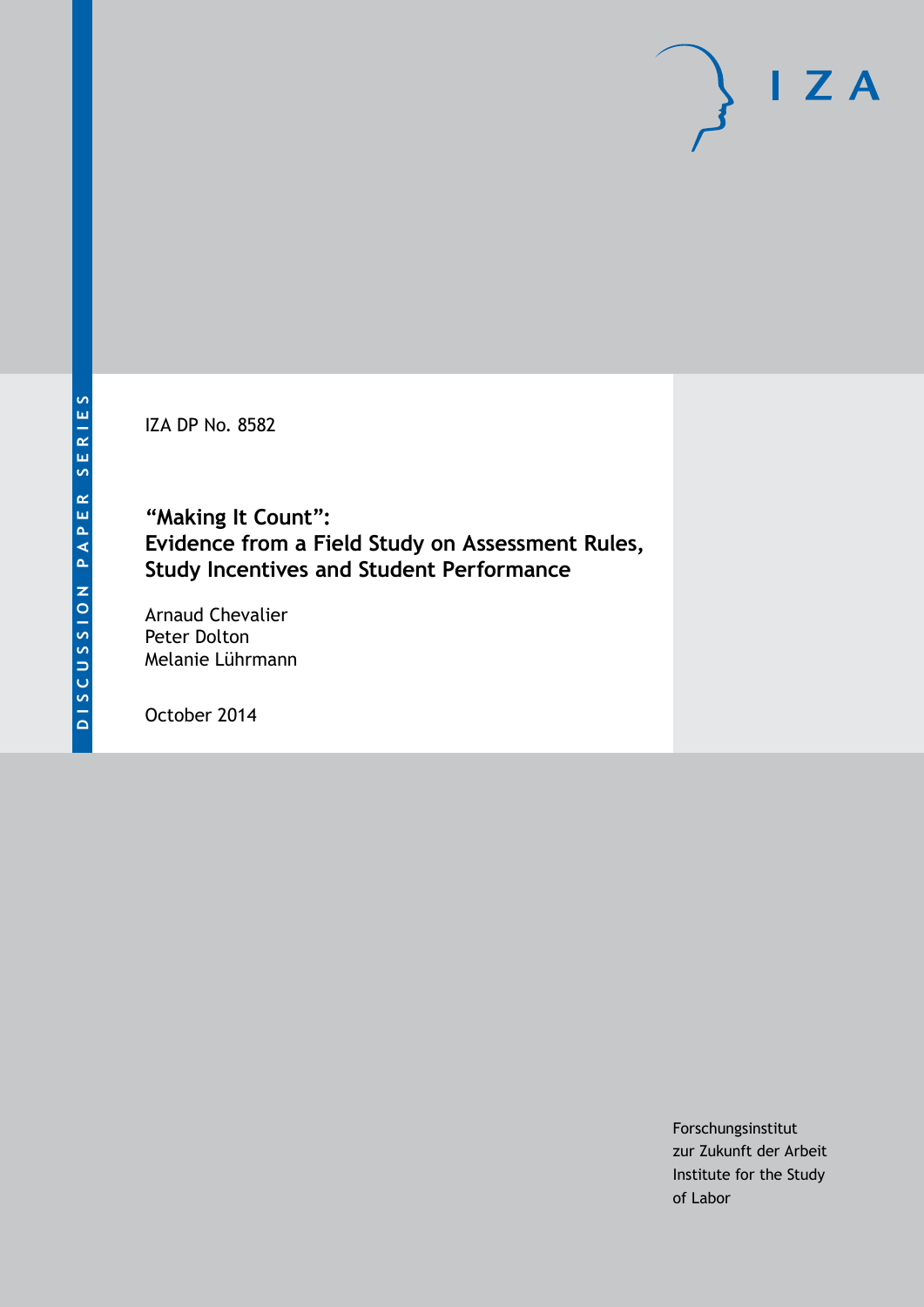DISCUSSION PAPER SERIES

IZA DP No. 8582

# "Making It Count": Evidence from a Field Study on Assessment Rules, Study Incentives and Student Performance

Arnaud Chevalier
Peter Dolton
Melanie Lührmann

October 2014

Forschungsinstitut
zur Zukunft der Arbeit
Institute for the Study
of Labor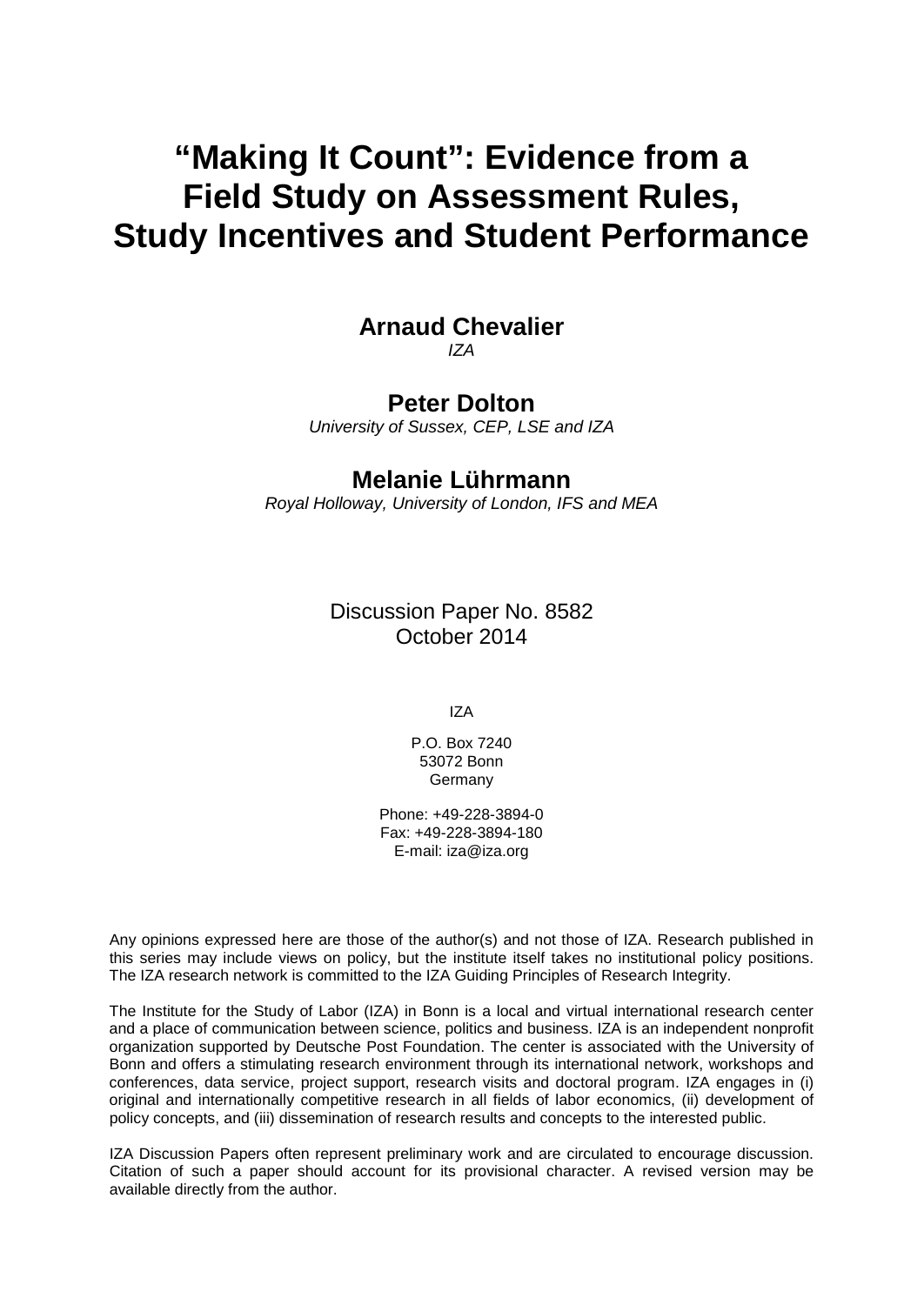# “Making It Count”: Evidence from a Field Study on Assessment Rules, Study Incentives and Student Performance

**Arnaud Chevalier**
*IZA*

**Peter Dolton**
*University of Sussex, CEP, LSE and IZA*

**Melanie Lührmann**
*Royal Holloway, University of London, IFS and MEA*

Discussion Paper No. 8582
October 2014

IZA

P.O. Box 7240
53072 Bonn
Germany

Phone: +49-228-3894-0
Fax: +49-228-3894-180
E-mail: iza@iza.org

Any opinions expressed here are those of the author(s) and not those of IZA. Research published in this series may include views on policy, but the institute itself takes no institutional policy positions. The IZA research network is committed to the IZA Guiding Principles of Research Integrity.

The Institute for the Study of Labor (IZA) in Bonn is a local and virtual international research center and a place of communication between science, politics and business. IZA is an independent nonprofit organization supported by Deutsche Post Foundation. The center is associated with the University of Bonn and offers a stimulating research environment through its international network, workshops and conferences, data service, project support, research visits and doctoral program. IZA engages in (i) original and internationally competitive research in all fields of labor economics, (ii) development of policy concepts, and (iii) dissemination of research results and concepts to the interested public.

IZA Discussion Papers often represent preliminary work and are circulated to encourage discussion. Citation of such a paper should account for its provisional character. A revised version may be available directly from the author.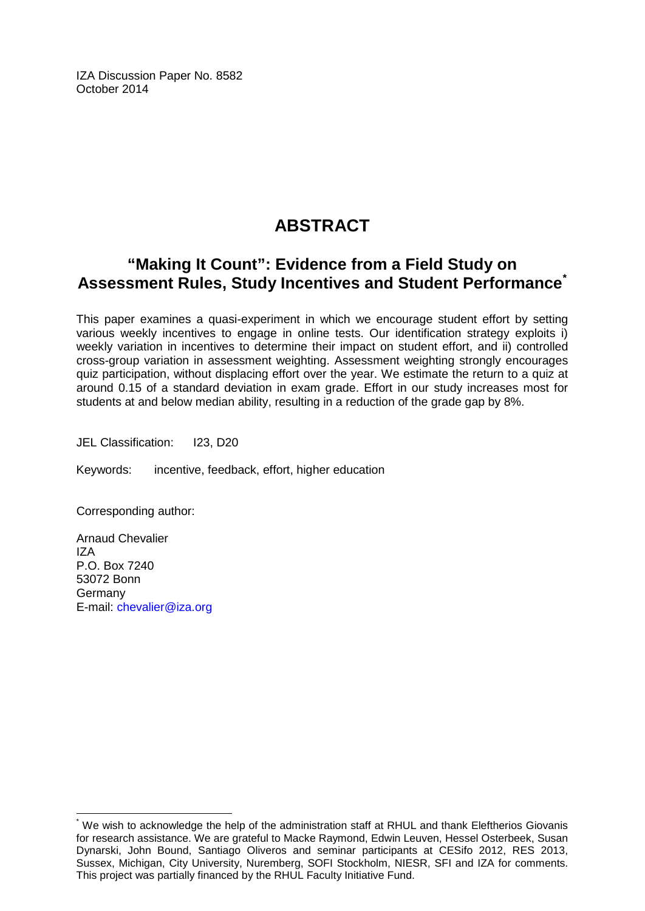IZA Discussion Paper No. 8582
October 2014

# ABSTRACT

## "Making It Count": Evidence from a Field Study on Assessment Rules, Study Incentives and Student Performance[*]

This paper examines a quasi-experiment in which we encourage student effort by setting various weekly incentives to engage in online tests. Our identification strategy exploits i) weekly variation in incentives to determine their impact on student effort, and ii) controlled cross-group variation in assessment weighting. Assessment weighting strongly encourages quiz participation, without displacing effort over the year. We estimate the return to a quiz at around 0.15 of a standard deviation in exam grade. Effort in our study increases most for students at and below median ability, resulting in a reduction of the grade gap by 8%.

JEL Classification: I23, D20

Keywords: incentive, feedback, effort, higher education

Corresponding author:

Arnaud Chevalier
IZA
P.O. Box 7240
53072 Bonn
Germany
E-mail: chevalier@iza.org

---

[*] We wish to acknowledge the help of the administration staff at RHUL and thank Eleftherios Giovanis for research assistance. We are grateful to Macke Raymond, Edwin Leuven, Hessel Osterbeek, Susan Dynarski, John Bound, Santiago Oliveros and seminar participants at CESifo 2012, RES 2013, Sussex, Michigan, City University, Nuremberg, SOFI Stockholm, NIESR, SFI and IZA for comments. This project was partially financed by the RHUL Faculty Initiative Fund.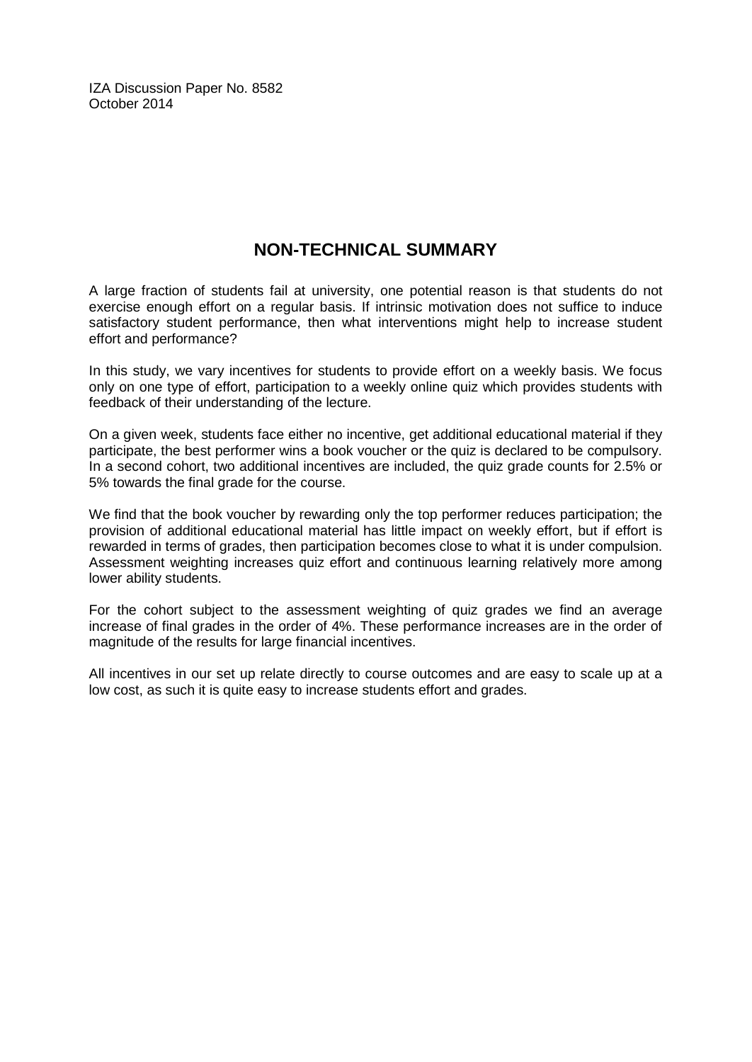IZA Discussion Paper No. 8582
October 2014

## NON-TECHNICAL SUMMARY

A large fraction of students fail at university, one potential reason is that students do not exercise enough effort on a regular basis. If intrinsic motivation does not suffice to induce satisfactory student performance, then what interventions might help to increase student effort and performance?

In this study, we vary incentives for students to provide effort on a weekly basis. We focus only on one type of effort, participation to a weekly online quiz which provides students with feedback of their understanding of the lecture.

On a given week, students face either no incentive, get additional educational material if they participate, the best performer wins a book voucher or the quiz is declared to be compulsory. In a second cohort, two additional incentives are included, the quiz grade counts for 2.5% or 5% towards the final grade for the course.

We find that the book voucher by rewarding only the top performer reduces participation; the provision of additional educational material has little impact on weekly effort, but if effort is rewarded in terms of grades, then participation becomes close to what it is under compulsion. Assessment weighting increases quiz effort and continuous learning relatively more among lower ability students.

For the cohort subject to the assessment weighting of quiz grades we find an average increase of final grades in the order of 4%. These performance increases are in the order of magnitude of the results for large financial incentives.

All incentives in our set up relate directly to course outcomes and are easy to scale up at a low cost, as such it is quite easy to increase students effort and grades.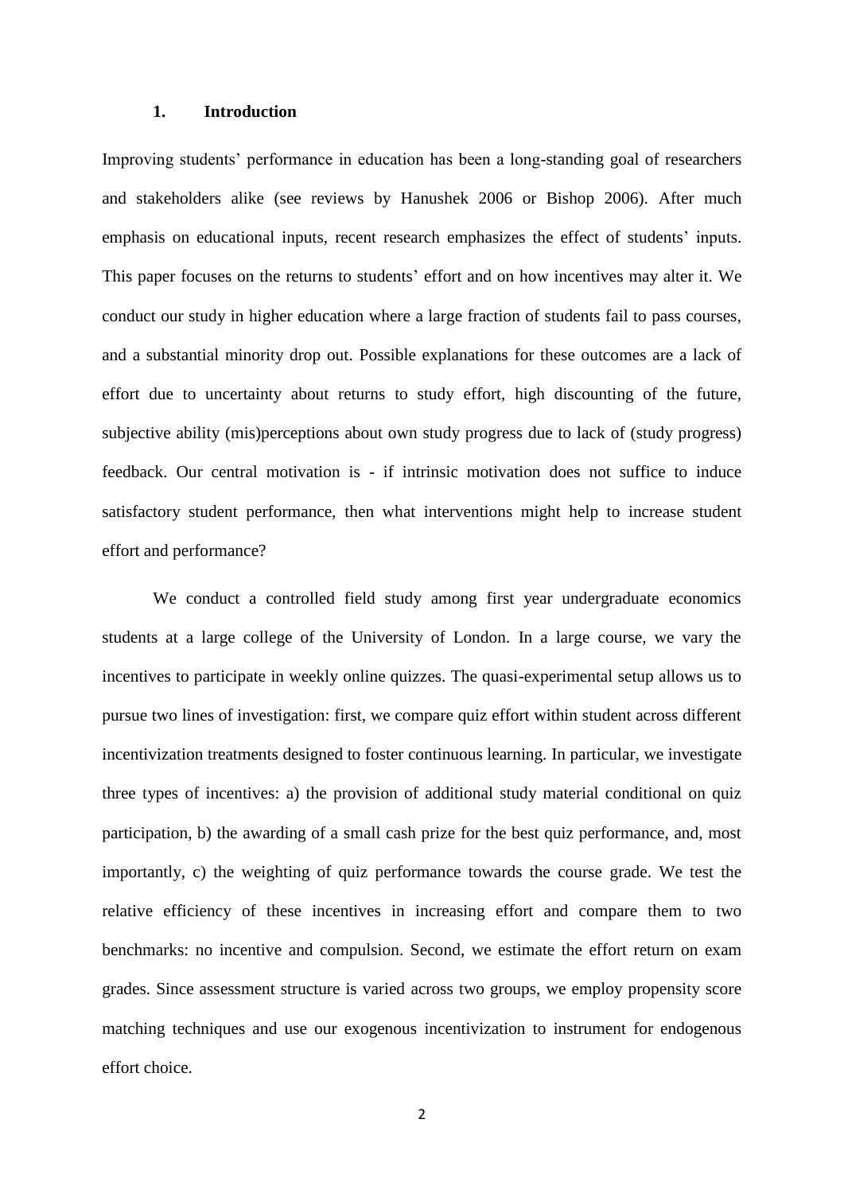## 1. Introduction

Improving students' performance in education has been a long-standing goal of researchers and stakeholders alike (see reviews by Hanushek 2006 or Bishop 2006). After much emphasis on educational inputs, recent research emphasizes the effect of students' inputs. This paper focuses on the returns to students' effort and on how incentives may alter it. We conduct our study in higher education where a large fraction of students fail to pass courses, and a substantial minority drop out. Possible explanations for these outcomes are a lack of effort due to uncertainty about returns to study effort, high discounting of the future, subjective ability (mis)perceptions about own study progress due to lack of (study progress) feedback. Our central motivation is - if intrinsic motivation does not suffice to induce satisfactory student performance, then what interventions might help to increase student effort and performance?

We conduct a controlled field study among first year undergraduate economics students at a large college of the University of London. In a large course, we vary the incentives to participate in weekly online quizzes. The quasi-experimental setup allows us to pursue two lines of investigation: first, we compare quiz effort within student across different incentivization treatments designed to foster continuous learning. In particular, we investigate three types of incentives: a) the provision of additional study material conditional on quiz participation, b) the awarding of a small cash prize for the best quiz performance, and, most importantly, c) the weighting of quiz performance towards the course grade. We test the relative efficiency of these incentives in increasing effort and compare them to two benchmarks: no incentive and compulsion. Second, we estimate the effort return on exam grades. Since assessment structure is varied across two groups, we employ propensity score matching techniques and use our exogenous incentivization to instrument for endogenous effort choice.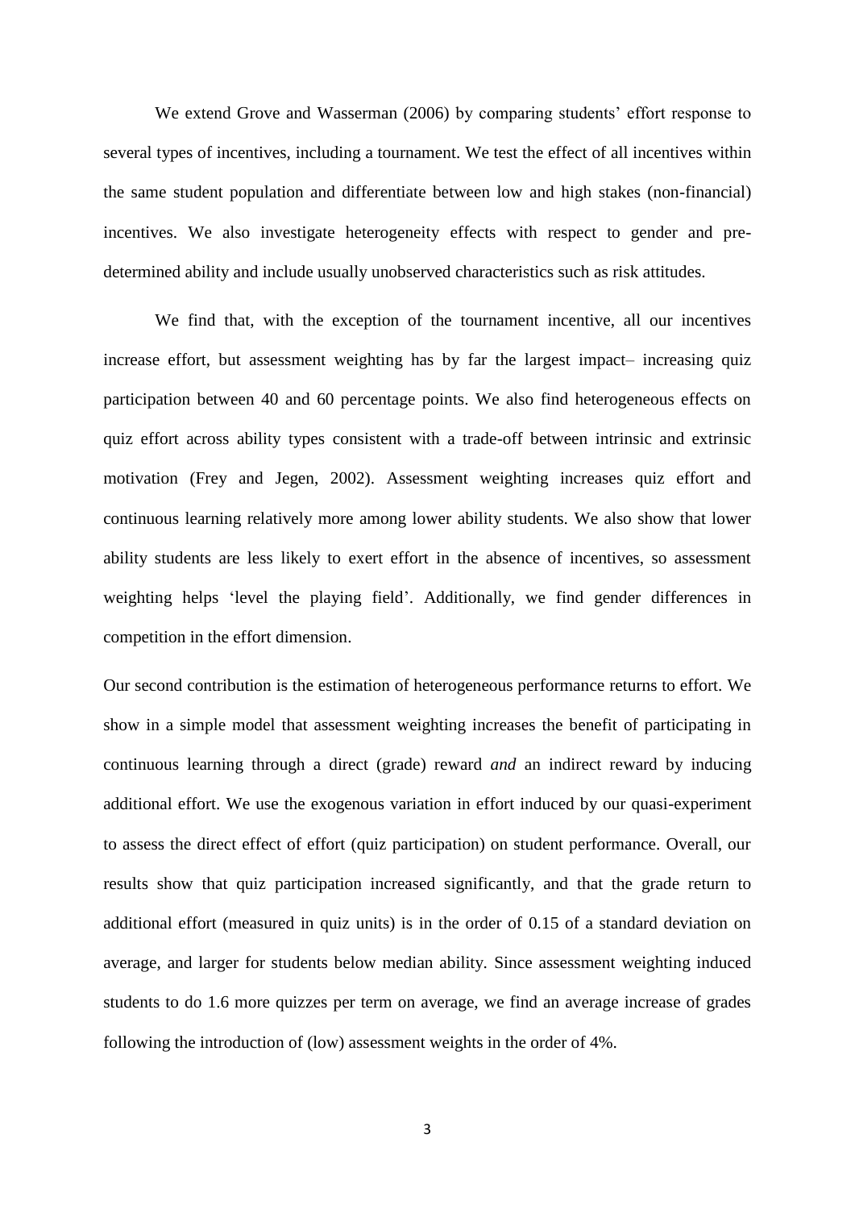We extend Grove and Wasserman (2006) by comparing students' effort response to several types of incentives, including a tournament. We test the effect of all incentives within the same student population and differentiate between low and high stakes (non-financial) incentives. We also investigate heterogeneity effects with respect to gender and pre-determined ability and include usually unobserved characteristics such as risk attitudes.

We find that, with the exception of the tournament incentive, all our incentives increase effort, but assessment weighting has by far the largest impact– increasing quiz participation between 40 and 60 percentage points. We also find heterogeneous effects on quiz effort across ability types consistent with a trade-off between intrinsic and extrinsic motivation (Frey and Jegen, 2002). Assessment weighting increases quiz effort and continuous learning relatively more among lower ability students. We also show that lower ability students are less likely to exert effort in the absence of incentives, so assessment weighting helps 'level the playing field'. Additionally, we find gender differences in competition in the effort dimension.

Our second contribution is the estimation of heterogeneous performance returns to effort. We show in a simple model that assessment weighting increases the benefit of participating in continuous learning through a direct (grade) reward *and* an indirect reward by inducing additional effort. We use the exogenous variation in effort induced by our quasi-experiment to assess the direct effect of effort (quiz participation) on student performance. Overall, our results show that quiz participation increased significantly, and that the grade return to additional effort (measured in quiz units) is in the order of 0.15 of a standard deviation on average, and larger for students below median ability. Since assessment weighting induced students to do 1.6 more quizzes per term on average, we find an average increase of grades following the introduction of (low) assessment weights in the order of 4%.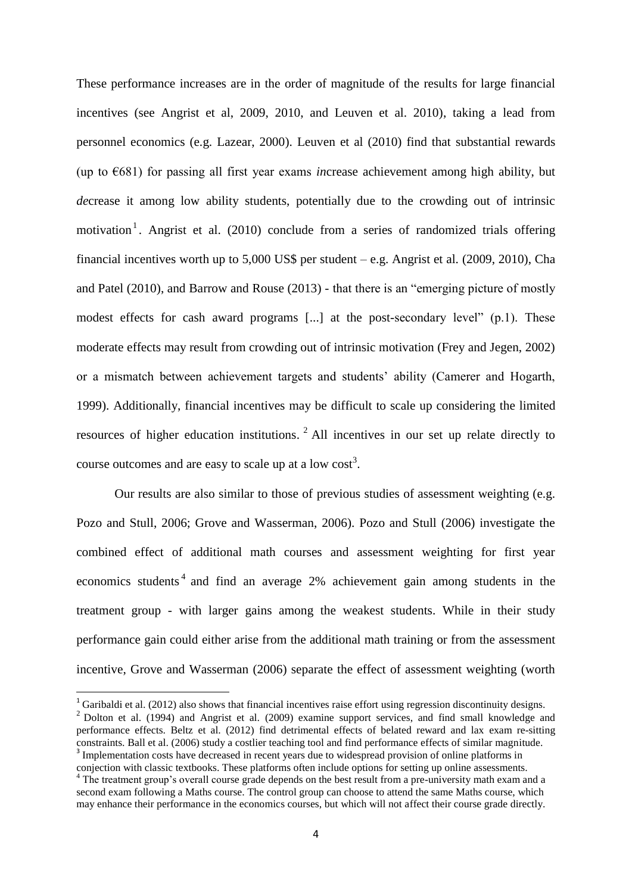These performance increases are in the order of magnitude of the results for large financial incentives (see Angrist et al, 2009, 2010, and Leuven et al. 2010), taking a lead from personnel economics (e.g. Lazear, 2000). Leuven et al (2010) find that substantial rewards (up to €681) for passing all first year exams *in*crease achievement among high ability, but *de*crease it among low ability students, potentially due to the crowding out of intrinsic motivation[1]. Angrist et al. (2010) conclude from a series of randomized trials offering financial incentives worth up to 5,000 US$ per student – e.g. Angrist et al. (2009, 2010), Cha and Patel (2010), and Barrow and Rouse (2013) - that there is an "emerging picture of mostly modest effects for cash award programs [...] at the post-secondary level" (p.1). These moderate effects may result from crowding out of intrinsic motivation (Frey and Jegen, 2002) or a mismatch between achievement targets and students' ability (Camerer and Hogarth, 1999). Additionally, financial incentives may be difficult to scale up considering the limited resources of higher education institutions.[2] All incentives in our set up relate directly to course outcomes and are easy to scale up at a low cost[3].

Our results are also similar to those of previous studies of assessment weighting (e.g. Pozo and Stull, 2006; Grove and Wasserman, 2006). Pozo and Stull (2006) investigate the combined effect of additional math courses and assessment weighting for first year economics students[4] and find an average 2% achievement gain among students in the treatment group - with larger gains among the weakest students. While in their study performance gain could either arise from the additional math training or from the assessment incentive, Grove and Wasserman (2006) separate the effect of assessment weighting (worth

[1] Garibaldi et al. (2012) also shows that financial incentives raise effort using regression discontinuity designs.

[2] Dolton et al. (1994) and Angrist et al. (2009) examine support services, and find small knowledge and performance effects. Beltz et al. (2012) find detrimental effects of belated reward and lax exam re-sitting constraints. Ball et al. (2006) study a costlier teaching tool and find performance effects of similar magnitude.

[3] Implementation costs have decreased in recent years due to widespread provision of online platforms in conjection with classic textbooks. These platforms often include options for setting up online assessments.

[4] The treatment group's overall course grade depends on the best result from a pre-university math exam and a second exam following a Maths course. The control group can choose to attend the same Maths course, which may enhance their performance in the economics courses, but which will not affect their course grade directly.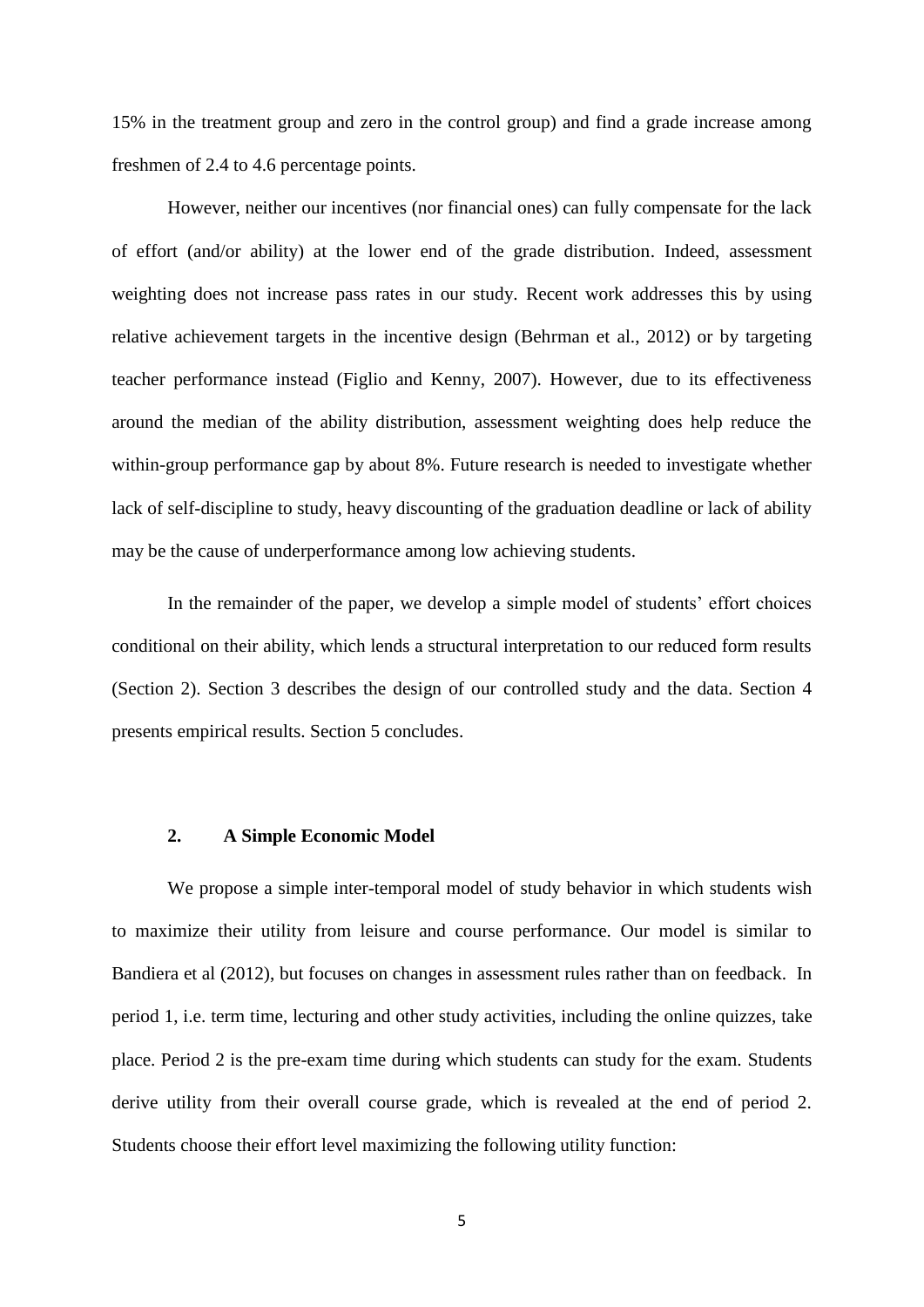15% in the treatment group and zero in the control group) and find a grade increase among freshmen of 2.4 to 4.6 percentage points.

However, neither our incentives (nor financial ones) can fully compensate for the lack of effort (and/or ability) at the lower end of the grade distribution. Indeed, assessment weighting does not increase pass rates in our study. Recent work addresses this by using relative achievement targets in the incentive design (Behrman et al., 2012) or by targeting teacher performance instead (Figlio and Kenny, 2007). However, due to its effectiveness around the median of the ability distribution, assessment weighting does help reduce the within-group performance gap by about 8%. Future research is needed to investigate whether lack of self-discipline to study, heavy discounting of the graduation deadline or lack of ability may be the cause of underperformance among low achieving students.

In the remainder of the paper, we develop a simple model of students' effort choices conditional on their ability, which lends a structural interpretation to our reduced form results (Section 2). Section 3 describes the design of our controlled study and the data. Section 4 presents empirical results. Section 5 concludes.

## 2. A Simple Economic Model

We propose a simple inter-temporal model of study behavior in which students wish to maximize their utility from leisure and course performance. Our model is similar to Bandiera et al (2012), but focuses on changes in assessment rules rather than on feedback. In period 1, i.e. term time, lecturing and other study activities, including the online quizzes, take place. Period 2 is the pre-exam time during which students can study for the exam. Students derive utility from their overall course grade, which is revealed at the end of period 2. Students choose their effort level maximizing the following utility function: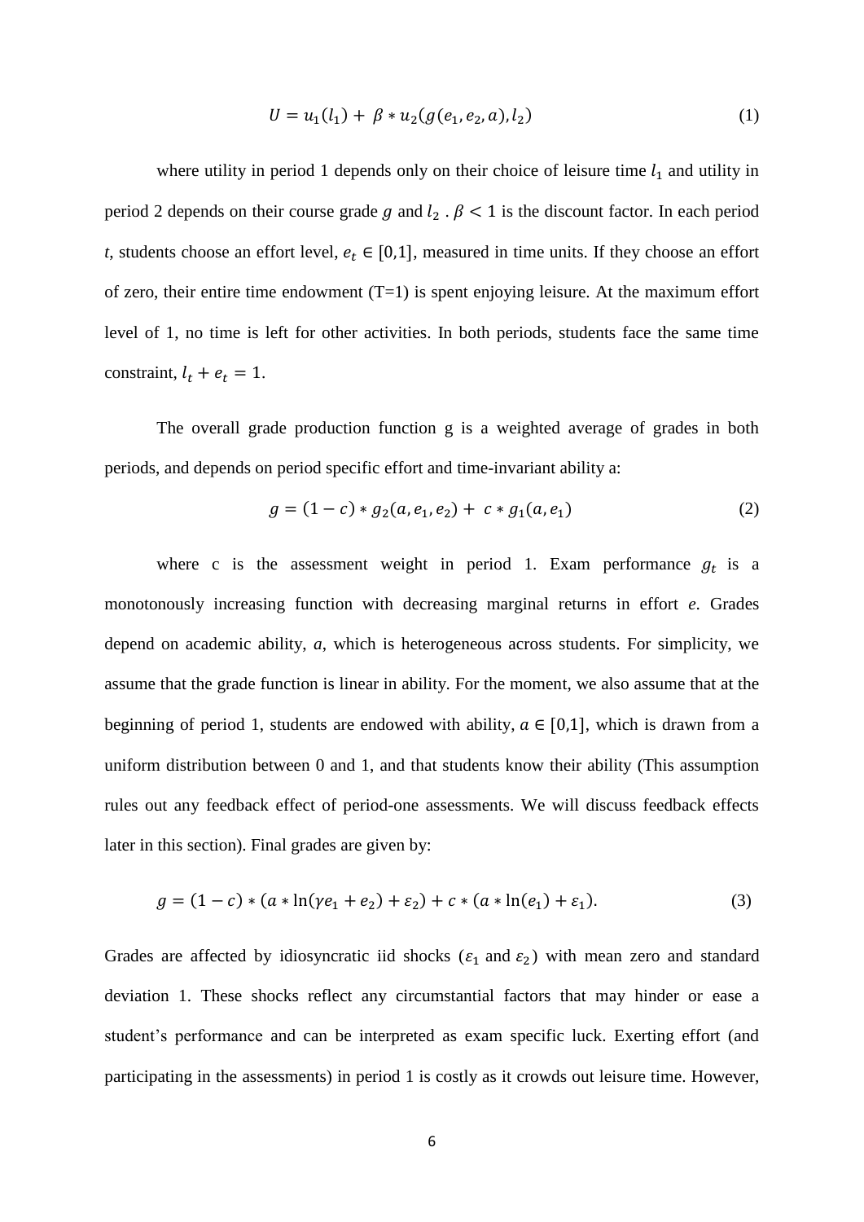$$U = u_1(l_1) + \beta * u_2(g(e_1, e_2, a), l_2) \tag{1}$$

where utility in period 1 depends only on their choice of leisure time $l_1$ and utility in period 2 depends on their course grade $g$ and $l_2$ . $\beta < 1$ is the discount factor. In each period *t*, students choose an effort level, $e_t \in [0,1]$, measured in time units. If they choose an effort of zero, their entire time endowment (T=1) is spent enjoying leisure. At the maximum effort level of 1, no time is left for other activities. In both periods, students face the same time constraint, $l_t + e_t = 1$.

The overall grade production function g is a weighted average of grades in both periods, and depends on period specific effort and time-invariant ability a:

$$g = (1 - c) * g_2(a, e_1, e_2) + c * g_1(a, e_1) \tag{2}$$

where c is the assessment weight in period 1. Exam performance $g_t$ is a monotonously increasing function with decreasing marginal returns in effort *e*. Grades depend on academic ability, *a*, which is heterogeneous across students. For simplicity, we assume that the grade function is linear in ability. For the moment, we also assume that at the beginning of period 1, students are endowed with ability, $a \in [0,1]$, which is drawn from a uniform distribution between 0 and 1, and that students know their ability (This assumption rules out any feedback effect of period-one assessments. We will discuss feedback effects later in this section). Final grades are given by:

$$g = (1 - c) * (a * \ln(\gamma e_1 + e_2) + \varepsilon_2) + c * (a * \ln(e_1) + \varepsilon_1). \tag{3}$$

Grades are affected by idiosyncratic iid shocks ($\varepsilon_1$ and $\varepsilon_2$) with mean zero and standard deviation 1. These shocks reflect any circumstantial factors that may hinder or ease a student's performance and can be interpreted as exam specific luck. Exerting effort (and participating in the assessments) in period 1 is costly as it crowds out leisure time. However,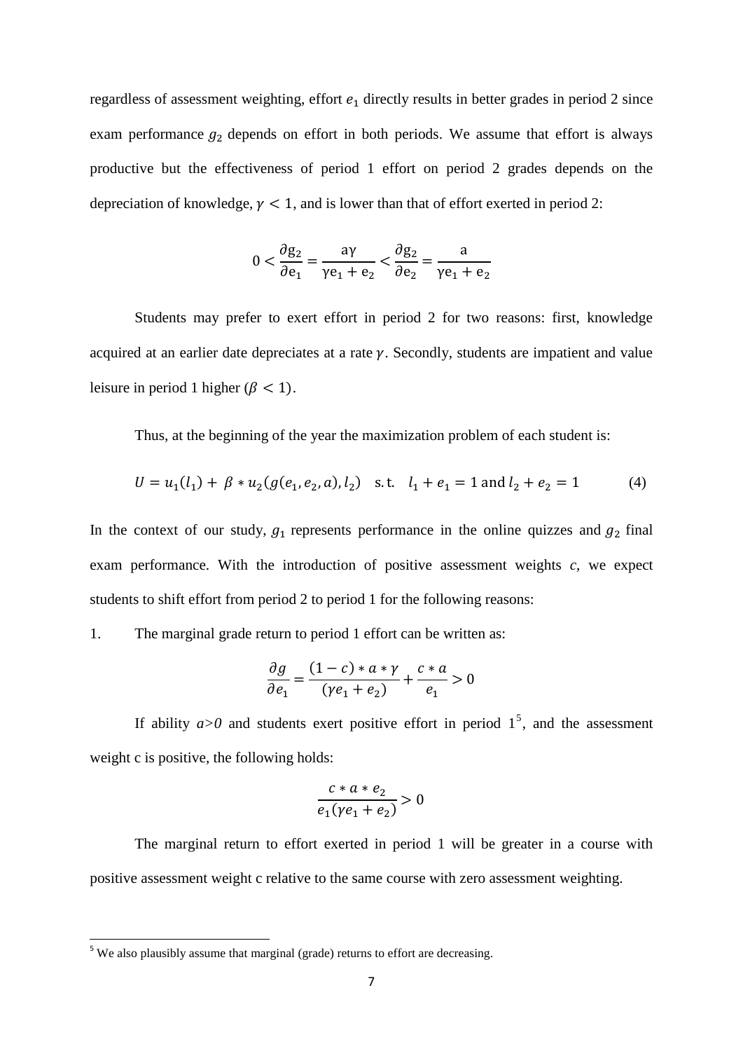regardless of assessment weighting, effort $e_1$ directly results in better grades in period 2 since exam performance $g_2$ depends on effort in both periods. We assume that effort is always productive but the effectiveness of period 1 effort on period 2 grades depends on the depreciation of knowledge, $\gamma < 1$, and is lower than that of effort exerted in period 2:

$$0 < \frac{\partial g_2}{\partial e_1} = \frac{a\gamma}{\gamma e_1 + e_2} < \frac{\partial g_2}{\partial e_2} = \frac{a}{\gamma e_1 + e_2}$$

Students may prefer to exert effort in period 2 for two reasons: first, knowledge acquired at an earlier date depreciates at a rate $\gamma$. Secondly, students are impatient and value leisure in period 1 higher ($\beta < 1$).

Thus, at the beginning of the year the maximization problem of each student is:

$$U = u_1(l_1) + \beta * u_2(g(e_1, e_2, a), l_2) \quad \text{s.t.} \quad l_1 + e_1 = 1 \text{ and } l_2 + e_2 = 1 \qquad (4)$$

In the context of our study, $g_1$ represents performance in the online quizzes and $g_2$ final exam performance. With the introduction of positive assessment weights *c*, we expect students to shift effort from period 2 to period 1 for the following reasons:

1. The marginal grade return to period 1 effort can be written as:

$$\frac{\partial g}{\partial e_1} = \frac{(1-c) * a * \gamma}{(\gamma e_1 + e_2)} + \frac{c * a}{e_1} > 0$$

If ability $a>0$ and students exert positive effort in period 1[5], and the assessment weight c is positive, the following holds:

$$\frac{c * a * e_2}{e_1(\gamma e_1 + e_2)} > 0$$

The marginal return to effort exerted in period 1 will be greater in a course with positive assessment weight c relative to the same course with zero assessment weighting.

[5] We also plausibly assume that marginal (grade) returns to effort are decreasing.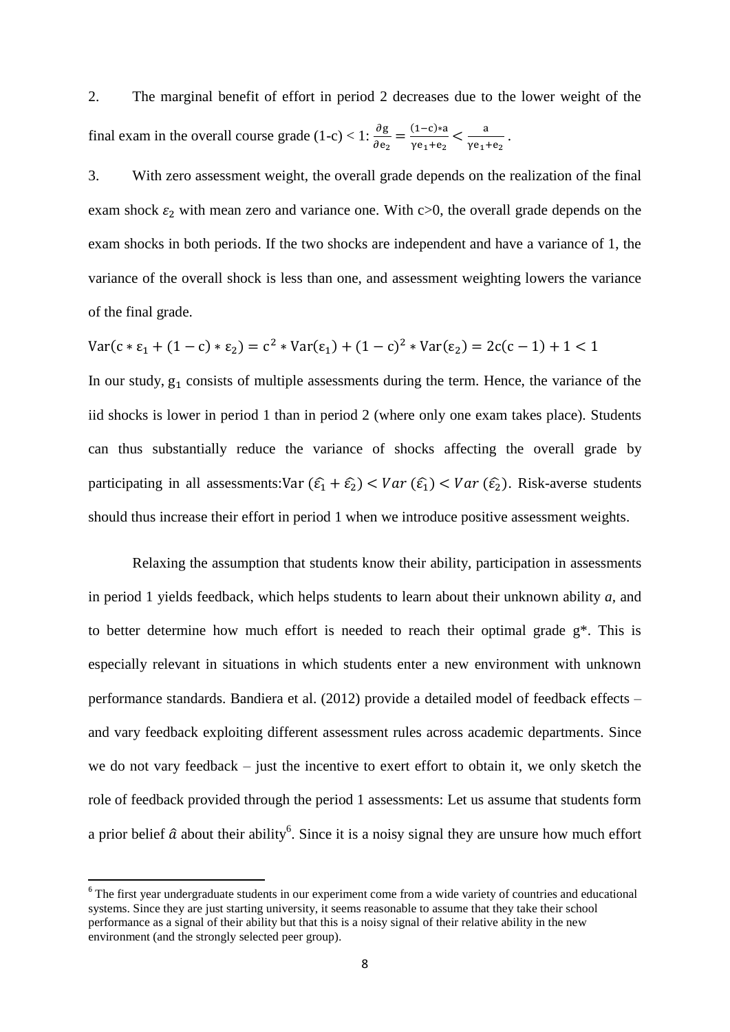2. The marginal benefit of effort in period 2 decreases due to the lower weight of the final exam in the overall course grade (1-c) < 1: $\frac{\partial g}{\partial e_2} = \frac{(1-c)*a}{\gamma e_1 + e_2} < \frac{a}{\gamma e_1 + e_2}$.

3. With zero assessment weight, the overall grade depends on the realization of the final exam shock $\varepsilon_2$ with mean zero and variance one. With c>0, the overall grade depends on the exam shocks in both periods. If the two shocks are independent and have a variance of 1, the variance of the overall shock is less than one, and assessment weighting lowers the variance of the final grade.

$$\mathrm{Var}(c * \varepsilon_1 + (1-c) * \varepsilon_2) = c^2 * \mathrm{Var}(\varepsilon_1) + (1-c)^2 * \mathrm{Var}(\varepsilon_2) = 2c(c-1) + 1 < 1$$

In our study, $g_1$ consists of multiple assessments during the term. Hence, the variance of the iid shocks is lower in period 1 than in period 2 (where only one exam takes place). Students can thus substantially reduce the variance of shocks affecting the overall grade by participating in all assessments: $\mathrm{Var}\,(\widehat{\varepsilon_1} + \widehat{\varepsilon_2}) < Var\,(\widehat{\varepsilon_1}) < Var\,(\widehat{\varepsilon_2})$. Risk-averse students should thus increase their effort in period 1 when we introduce positive assessment weights.

Relaxing the assumption that students know their ability, participation in assessments in period 1 yields feedback, which helps students to learn about their unknown ability *a*, and to better determine how much effort is needed to reach their optimal grade g*. This is especially relevant in situations in which students enter a new environment with unknown performance standards. Bandiera et al. (2012) provide a detailed model of feedback effects – and vary feedback exploiting different assessment rules across academic departments. Since we do not vary feedback – just the incentive to exert effort to obtain it, we only sketch the role of feedback provided through the period 1 assessments: Let us assume that students form a prior belief $\hat{a}$ about their ability[6]. Since it is a noisy signal they are unsure how much effort

[6] The first year undergraduate students in our experiment come from a wide variety of countries and educational systems. Since they are just starting university, it seems reasonable to assume that they take their school performance as a signal of their ability but that this is a noisy signal of their relative ability in the new environment (and the strongly selected peer group).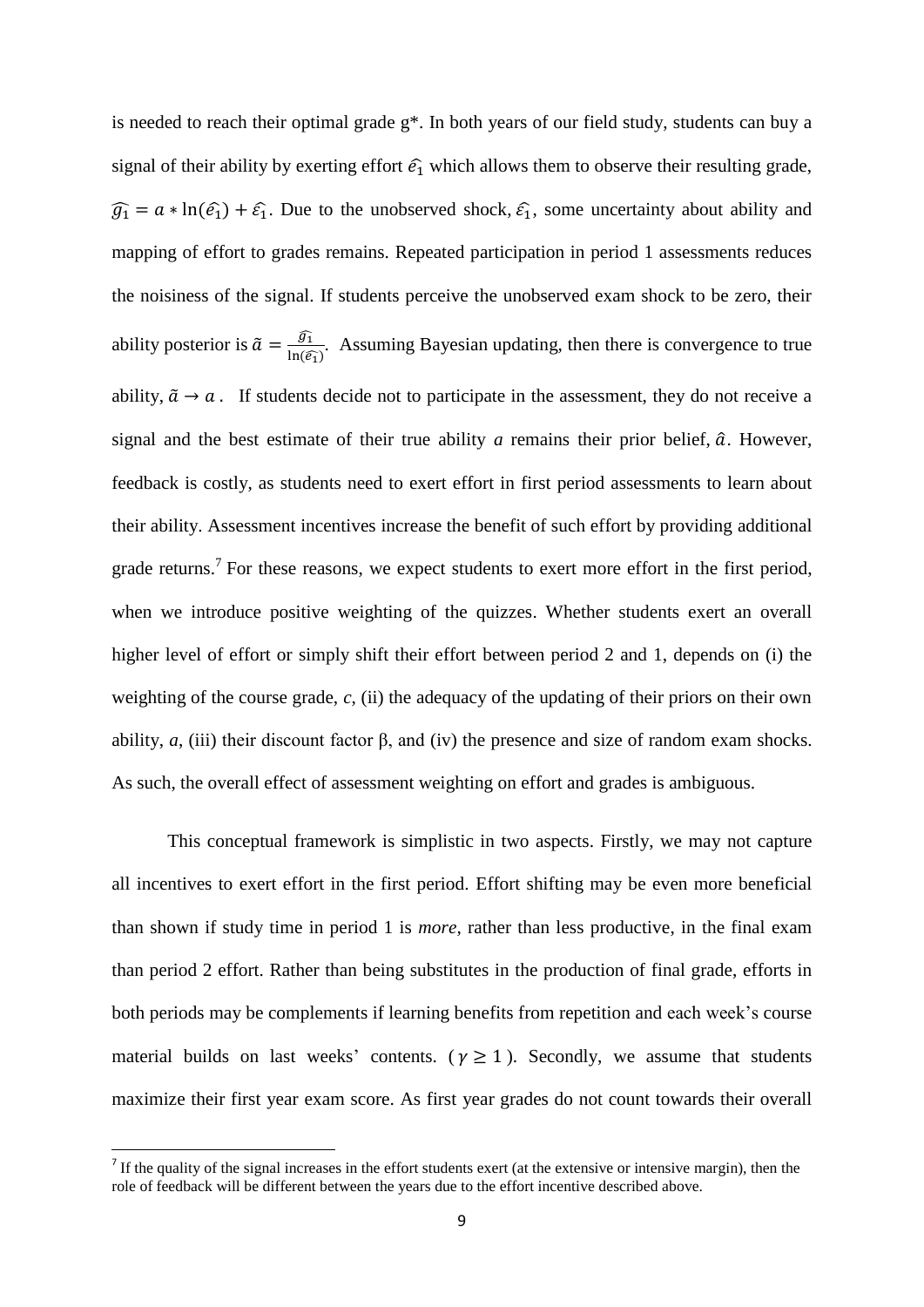is needed to reach their optimal grade g*. In both years of our field study, students can buy a signal of their ability by exerting effort $\widehat{e_1}$ which allows them to observe their resulting grade, $\widehat{g_1} = a * \ln(\widehat{e_1}) + \widehat{\varepsilon_1}$. Due to the unobserved shock, $\widehat{\varepsilon_1}$, some uncertainty about ability and mapping of effort to grades remains. Repeated participation in period 1 assessments reduces the noisiness of the signal. If students perceive the unobserved exam shock to be zero, their ability posterior is $\tilde{a} = \frac{\widehat{g_1}}{\ln(\widehat{e_1})}$. Assuming Bayesian updating, then there is convergence to true ability, $\tilde{a} \rightarrow a$. If students decide not to participate in the assessment, they do not receive a signal and the best estimate of their true ability *a* remains their prior belief, $\hat{a}$. However, feedback is costly, as students need to exert effort in first period assessments to learn about their ability. Assessment incentives increase the benefit of such effort by providing additional grade returns.[7] For these reasons, we expect students to exert more effort in the first period, when we introduce positive weighting of the quizzes. Whether students exert an overall higher level of effort or simply shift their effort between period 2 and 1, depends on (i) the weighting of the course grade, *c*, (ii) the adequacy of the updating of their priors on their own ability, *a*, (iii) their discount factor β, and (iv) the presence and size of random exam shocks. As such, the overall effect of assessment weighting on effort and grades is ambiguous.

This conceptual framework is simplistic in two aspects. Firstly, we may not capture all incentives to exert effort in the first period. Effort shifting may be even more beneficial than shown if study time in period 1 is *more*, rather than less productive, in the final exam than period 2 effort. Rather than being substitutes in the production of final grade, efforts in both periods may be complements if learning benefits from repetition and each week's course material builds on last weeks' contents. ($\gamma \geq 1$). Secondly, we assume that students maximize their first year exam score. As first year grades do not count towards their overall

[7] If the quality of the signal increases in the effort students exert (at the extensive or intensive margin), then the role of feedback will be different between the years due to the effort incentive described above.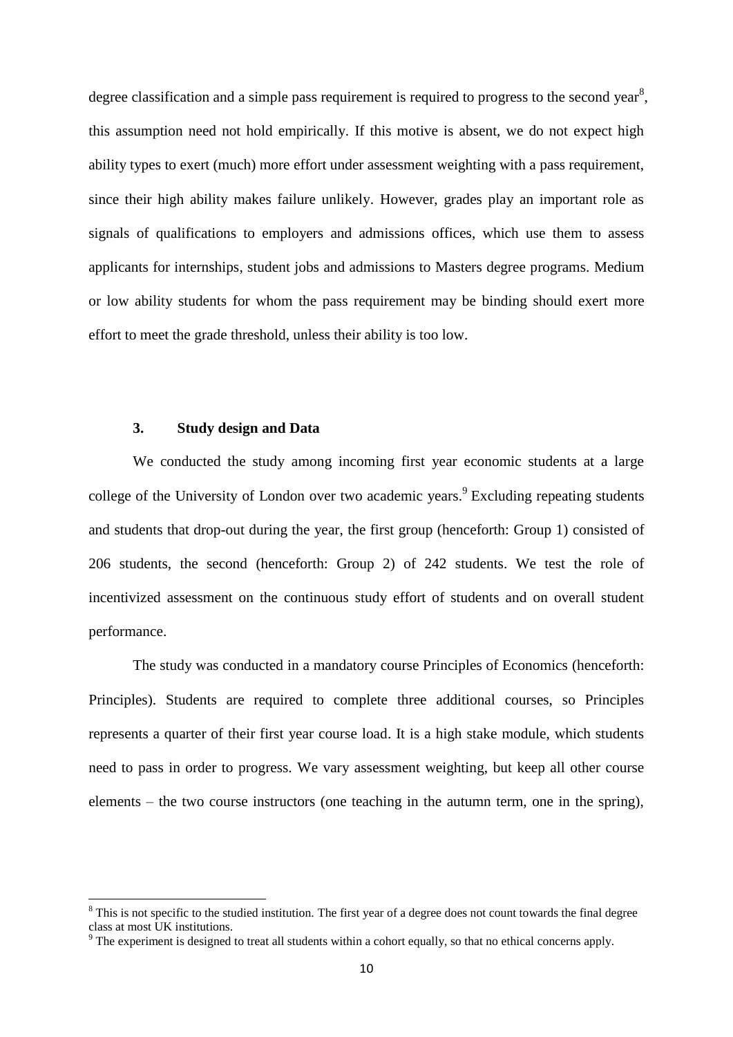degree classification and a simple pass requirement is required to progress to the second year[8], this assumption need not hold empirically. If this motive is absent, we do not expect high ability types to exert (much) more effort under assessment weighting with a pass requirement, since their high ability makes failure unlikely. However, grades play an important role as signals of qualifications to employers and admissions offices, which use them to assess applicants for internships, student jobs and admissions to Masters degree programs. Medium or low ability students for whom the pass requirement may be binding should exert more effort to meet the grade threshold, unless their ability is too low.

### 3. Study design and Data

We conducted the study among incoming first year economic students at a large college of the University of London over two academic years.[9] Excluding repeating students and students that drop-out during the year, the first group (henceforth: Group 1) consisted of 206 students, the second (henceforth: Group 2) of 242 students. We test the role of incentivized assessment on the continuous study effort of students and on overall student performance.

The study was conducted in a mandatory course Principles of Economics (henceforth: Principles). Students are required to complete three additional courses, so Principles represents a quarter of their first year course load. It is a high stake module, which students need to pass in order to progress. We vary assessment weighting, but keep all other course elements – the two course instructors (one teaching in the autumn term, one in the spring),

[8] This is not specific to the studied institution. The first year of a degree does not count towards the final degree class at most UK institutions.

[9] The experiment is designed to treat all students within a cohort equally, so that no ethical concerns apply.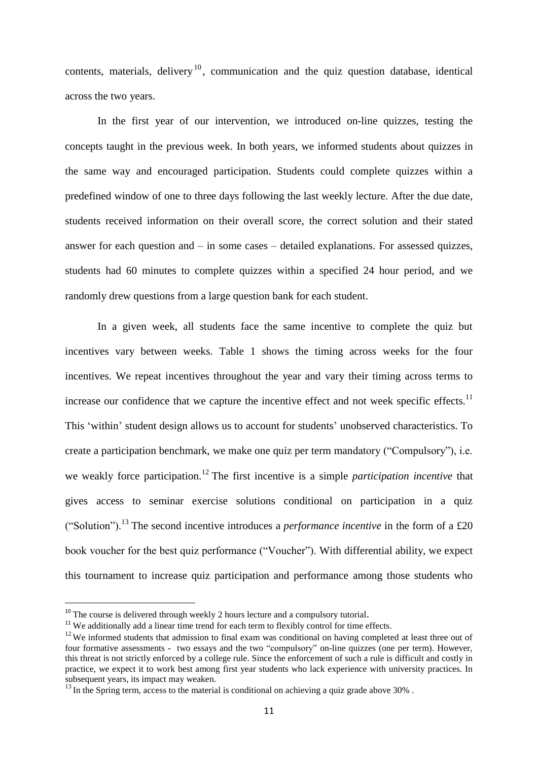contents, materials, delivery[10], communication and the quiz question database, identical across the two years.

In the first year of our intervention, we introduced on-line quizzes, testing the concepts taught in the previous week. In both years, we informed students about quizzes in the same way and encouraged participation. Students could complete quizzes within a predefined window of one to three days following the last weekly lecture. After the due date, students received information on their overall score, the correct solution and their stated answer for each question and – in some cases – detailed explanations. For assessed quizzes, students had 60 minutes to complete quizzes within a specified 24 hour period, and we randomly drew questions from a large question bank for each student.

In a given week, all students face the same incentive to complete the quiz but incentives vary between weeks. Table 1 shows the timing across weeks for the four incentives. We repeat incentives throughout the year and vary their timing across terms to increase our confidence that we capture the incentive effect and not week specific effects.[11] This 'within' student design allows us to account for students' unobserved characteristics. To create a participation benchmark, we make one quiz per term mandatory ("Compulsory"), i.e. we weakly force participation.[12] The first incentive is a simple *participation incentive* that gives access to seminar exercise solutions conditional on participation in a quiz ("Solution").[13] The second incentive introduces a *performance incentive* in the form of a £20 book voucher for the best quiz performance ("Voucher"). With differential ability, we expect this tournament to increase quiz participation and performance among those students who

---

[10] The course is delivered through weekly 2 hours lecture and a compulsory tutorial.

[11] We additionally add a linear time trend for each term to flexibly control for time effects.

[12] We informed students that admission to final exam was conditional on having completed at least three out of four formative assessments - two essays and the two "compulsory" on-line quizzes (one per term). However, this threat is not strictly enforced by a college rule. Since the enforcement of such a rule is difficult and costly in practice, we expect it to work best among first year students who lack experience with university practices. In subsequent years, its impact may weaken.

[13] In the Spring term, access to the material is conditional on achieving a quiz grade above 30% .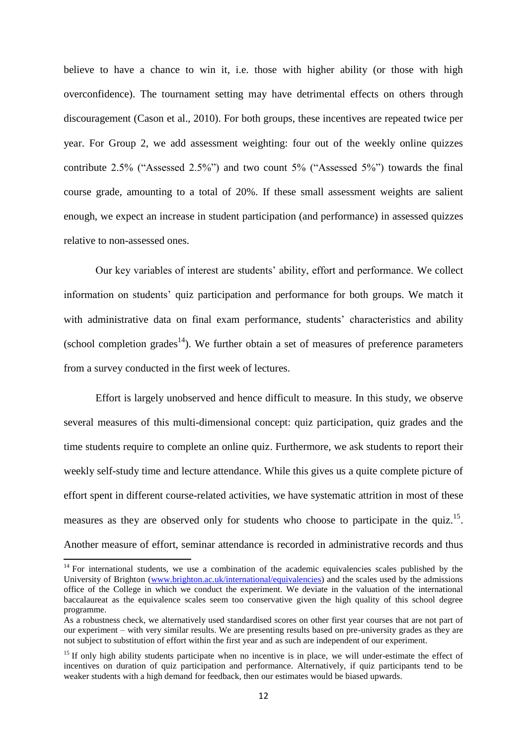believe to have a chance to win it, i.e. those with higher ability (or those with high overconfidence). The tournament setting may have detrimental effects on others through discouragement (Cason et al., 2010). For both groups, these incentives are repeated twice per year. For Group 2, we add assessment weighting: four out of the weekly online quizzes contribute 2.5% ("Assessed 2.5%") and two count 5% ("Assessed 5%") towards the final course grade, amounting to a total of 20%. If these small assessment weights are salient enough, we expect an increase in student participation (and performance) in assessed quizzes relative to non-assessed ones.

Our key variables of interest are students' ability, effort and performance. We collect information on students' quiz participation and performance for both groups. We match it with administrative data on final exam performance, students' characteristics and ability (school completion grades[14]). We further obtain a set of measures of preference parameters from a survey conducted in the first week of lectures.

Effort is largely unobserved and hence difficult to measure. In this study, we observe several measures of this multi-dimensional concept: quiz participation, quiz grades and the time students require to complete an online quiz. Furthermore, we ask students to report their weekly self-study time and lecture attendance. While this gives us a quite complete picture of effort spent in different course-related activities, we have systematic attrition in most of these measures as they are observed only for students who choose to participate in the quiz.[15]. Another measure of effort, seminar attendance is recorded in administrative records and thus

---

[14] For international students, we use a combination of the academic equivalencies scales published by the University of Brighton (www.brighton.ac.uk/international/equivalencies) and the scales used by the admissions office of the College in which we conduct the experiment. We deviate in the valuation of the international baccalaureat as the equivalence scales seem too conservative given the high quality of this school degree programme.

As a robustness check, we alternatively used standardised scores on other first year courses that are not part of our experiment – with very similar results. We are presenting results based on pre-university grades as they are not subject to substitution of effort within the first year and as such are independent of our experiment.

[15] If only high ability students participate when no incentive is in place, we will under-estimate the effect of incentives on duration of quiz participation and performance. Alternatively, if quiz participants tend to be weaker students with a high demand for feedback, then our estimates would be biased upwards.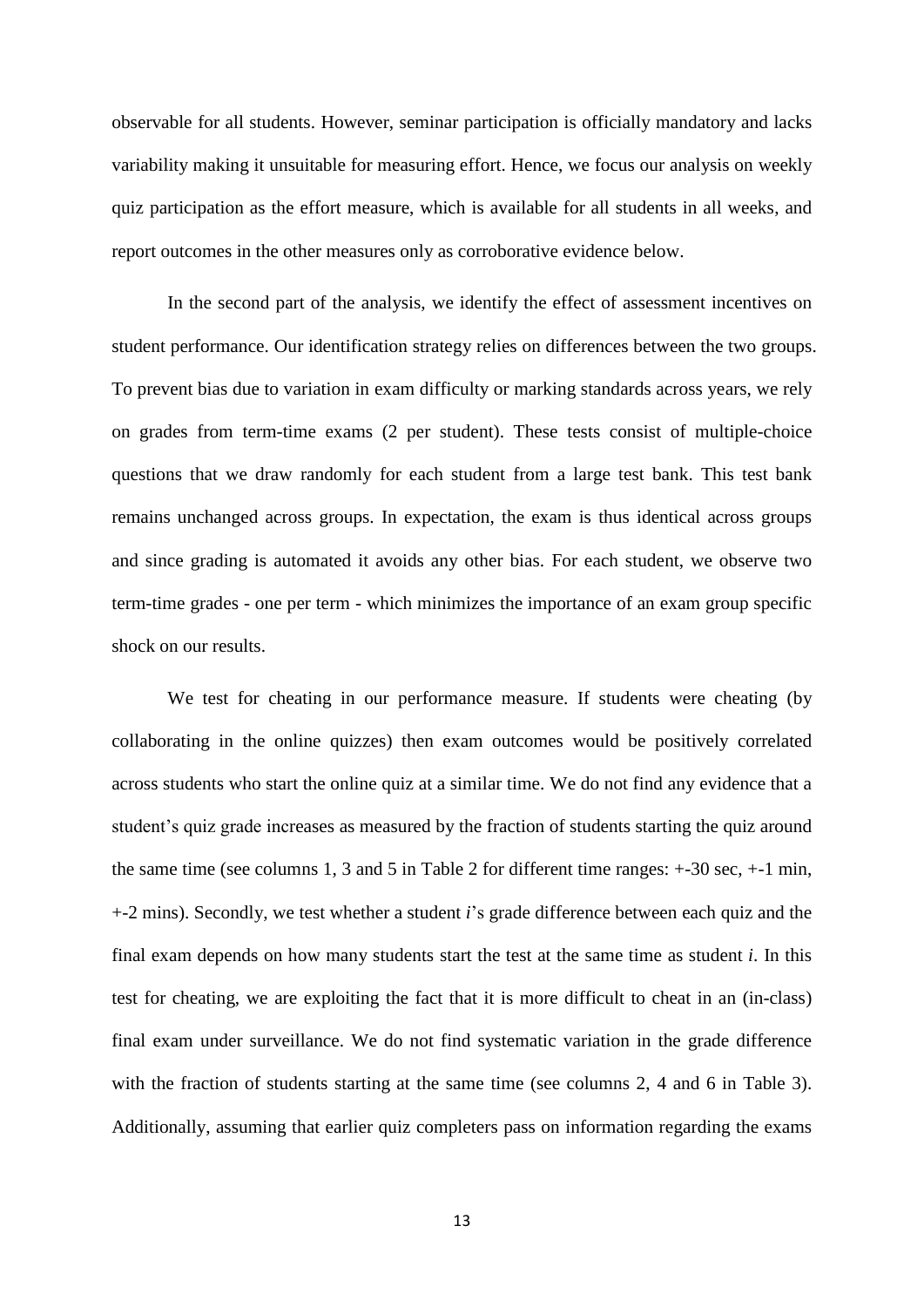observable for all students. However, seminar participation is officially mandatory and lacks variability making it unsuitable for measuring effort. Hence, we focus our analysis on weekly quiz participation as the effort measure, which is available for all students in all weeks, and report outcomes in the other measures only as corroborative evidence below.

In the second part of the analysis, we identify the effect of assessment incentives on student performance. Our identification strategy relies on differences between the two groups. To prevent bias due to variation in exam difficulty or marking standards across years, we rely on grades from term-time exams (2 per student). These tests consist of multiple-choice questions that we draw randomly for each student from a large test bank. This test bank remains unchanged across groups. In expectation, the exam is thus identical across groups and since grading is automated it avoids any other bias. For each student, we observe two term-time grades - one per term - which minimizes the importance of an exam group specific shock on our results.

We test for cheating in our performance measure. If students were cheating (by collaborating in the online quizzes) then exam outcomes would be positively correlated across students who start the online quiz at a similar time. We do not find any evidence that a student's quiz grade increases as measured by the fraction of students starting the quiz around the same time (see columns 1, 3 and 5 in Table 2 for different time ranges: +-30 sec, +-1 min, +-2 mins). Secondly, we test whether a student *i*'s grade difference between each quiz and the final exam depends on how many students start the test at the same time as student *i*. In this test for cheating, we are exploiting the fact that it is more difficult to cheat in an (in-class) final exam under surveillance. We do not find systematic variation in the grade difference with the fraction of students starting at the same time (see columns 2, 4 and 6 in Table 3). Additionally, assuming that earlier quiz completers pass on information regarding the exams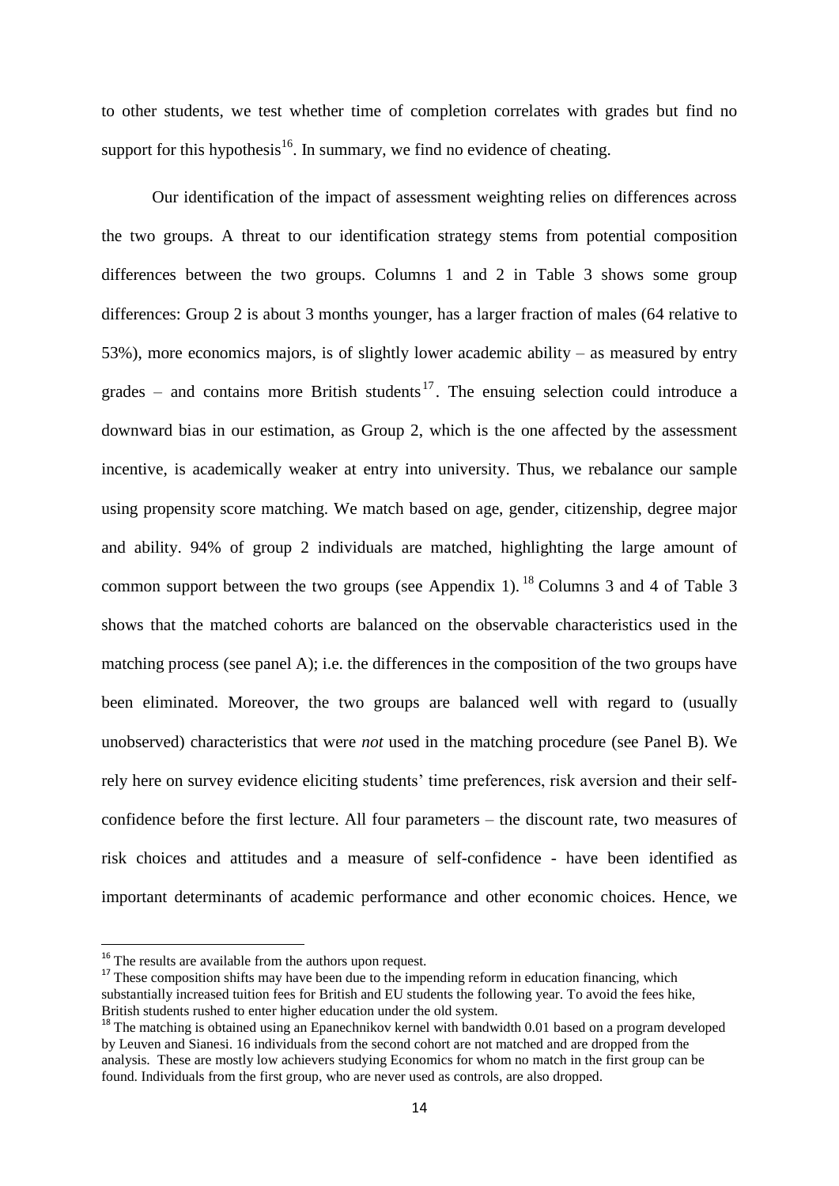to other students, we test whether time of completion correlates with grades but find no support for this hypothesis[16]. In summary, we find no evidence of cheating.

Our identification of the impact of assessment weighting relies on differences across the two groups. A threat to our identification strategy stems from potential composition differences between the two groups. Columns 1 and 2 in Table 3 shows some group differences: Group 2 is about 3 months younger, has a larger fraction of males (64 relative to 53%), more economics majors, is of slightly lower academic ability – as measured by entry grades – and contains more British students[17]. The ensuing selection could introduce a downward bias in our estimation, as Group 2, which is the one affected by the assessment incentive, is academically weaker at entry into university. Thus, we rebalance our sample using propensity score matching. We match based on age, gender, citizenship, degree major and ability. 94% of group 2 individuals are matched, highlighting the large amount of common support between the two groups (see Appendix 1).[18] Columns 3 and 4 of Table 3 shows that the matched cohorts are balanced on the observable characteristics used in the matching process (see panel A); i.e. the differences in the composition of the two groups have been eliminated. Moreover, the two groups are balanced well with regard to (usually unobserved) characteristics that were *not* used in the matching procedure (see Panel B). We rely here on survey evidence eliciting students' time preferences, risk aversion and their self-confidence before the first lecture. All four parameters – the discount rate, two measures of risk choices and attitudes and a measure of self-confidence - have been identified as important determinants of academic performance and other economic choices. Hence, we

---

[16] The results are available from the authors upon request.

[17] These composition shifts may have been due to the impending reform in education financing, which substantially increased tuition fees for British and EU students the following year. To avoid the fees hike, British students rushed to enter higher education under the old system.

[18] The matching is obtained using an Epanechnikov kernel with bandwidth 0.01 based on a program developed by Leuven and Sianesi. 16 individuals from the second cohort are not matched and are dropped from the analysis. These are mostly low achievers studying Economics for whom no match in the first group can be found. Individuals from the first group, who are never used as controls, are also dropped.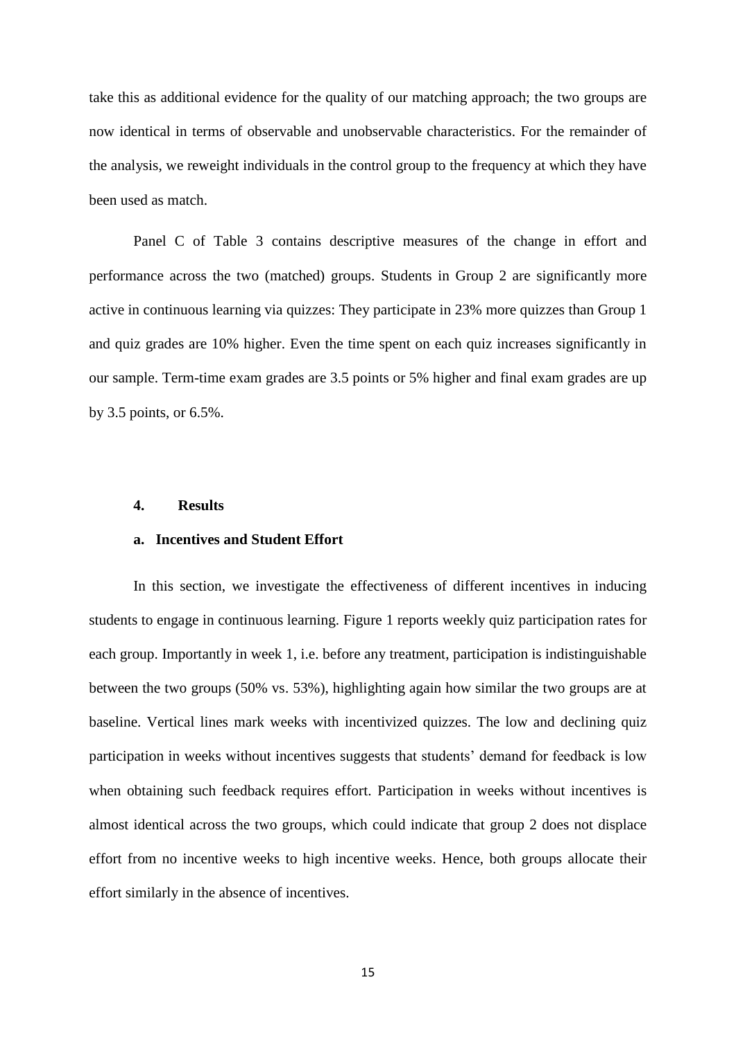take this as additional evidence for the quality of our matching approach; the two groups are now identical in terms of observable and unobservable characteristics. For the remainder of the analysis, we reweight individuals in the control group to the frequency at which they have been used as match.

Panel C of Table 3 contains descriptive measures of the change in effort and performance across the two (matched) groups. Students in Group 2 are significantly more active in continuous learning via quizzes: They participate in 23% more quizzes than Group 1 and quiz grades are 10% higher. Even the time spent on each quiz increases significantly in our sample. Term-time exam grades are 3.5 points or 5% higher and final exam grades are up by 3.5 points, or 6.5%.

## 4. Results

### a. Incentives and Student Effort

In this section, we investigate the effectiveness of different incentives in inducing students to engage in continuous learning. Figure 1 reports weekly quiz participation rates for each group. Importantly in week 1, i.e. before any treatment, participation is indistinguishable between the two groups (50% vs. 53%), highlighting again how similar the two groups are at baseline. Vertical lines mark weeks with incentivized quizzes. The low and declining quiz participation in weeks without incentives suggests that students' demand for feedback is low when obtaining such feedback requires effort. Participation in weeks without incentives is almost identical across the two groups, which could indicate that group 2 does not displace effort from no incentive weeks to high incentive weeks. Hence, both groups allocate their effort similarly in the absence of incentives.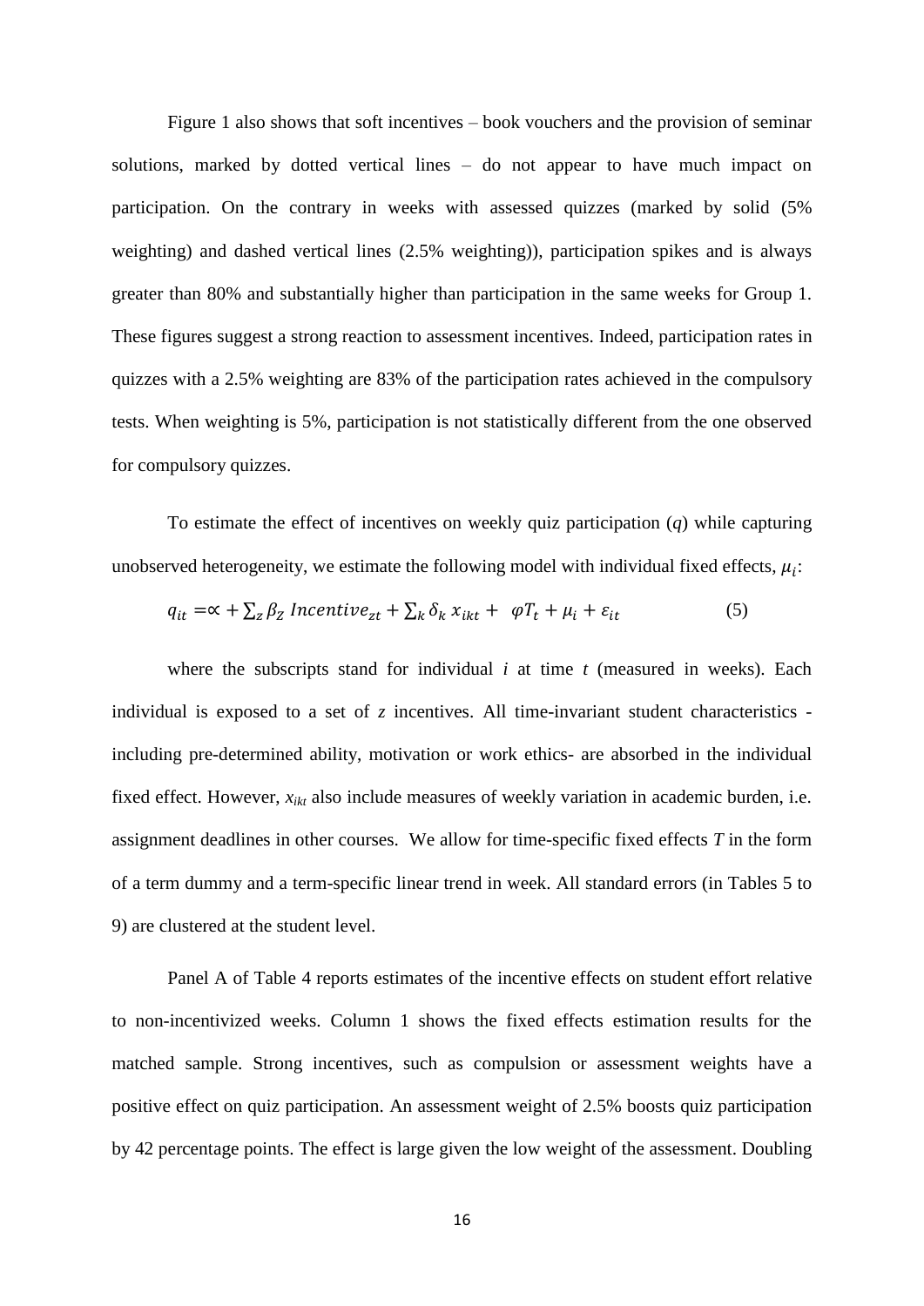Figure 1 also shows that soft incentives – book vouchers and the provision of seminar solutions, marked by dotted vertical lines – do not appear to have much impact on participation. On the contrary in weeks with assessed quizzes (marked by solid (5% weighting) and dashed vertical lines (2.5% weighting)), participation spikes and is always greater than 80% and substantially higher than participation in the same weeks for Group 1. These figures suggest a strong reaction to assessment incentives. Indeed, participation rates in quizzes with a 2.5% weighting are 83% of the participation rates achieved in the compulsory tests. When weighting is 5%, participation is not statistically different from the one observed for compulsory quizzes.

To estimate the effect of incentives on weekly quiz participation ($q$) while capturing unobserved heterogeneity, we estimate the following model with individual fixed effects, $\mu_i$:

$$q_{it} = \propto + \sum_z \beta_Z \ Incentive_{zt} + \sum_k \delta_k \ x_{ikt} + \ \varphi T_t + \mu_i + \varepsilon_{it} \qquad (5)$$

where the subscripts stand for individual $i$ at time $t$ (measured in weeks). Each individual is exposed to a set of $z$ incentives. All time-invariant student characteristics - including pre-determined ability, motivation or work ethics- are absorbed in the individual fixed effect. However, $x_{ikt}$ also include measures of weekly variation in academic burden, i.e. assignment deadlines in other courses. We allow for time-specific fixed effects $T$ in the form of a term dummy and a term-specific linear trend in week. All standard errors (in Tables 5 to 9) are clustered at the student level.

Panel A of Table 4 reports estimates of the incentive effects on student effort relative to non-incentivized weeks. Column 1 shows the fixed effects estimation results for the matched sample. Strong incentives, such as compulsion or assessment weights have a positive effect on quiz participation. An assessment weight of 2.5% boosts quiz participation by 42 percentage points. The effect is large given the low weight of the assessment. Doubling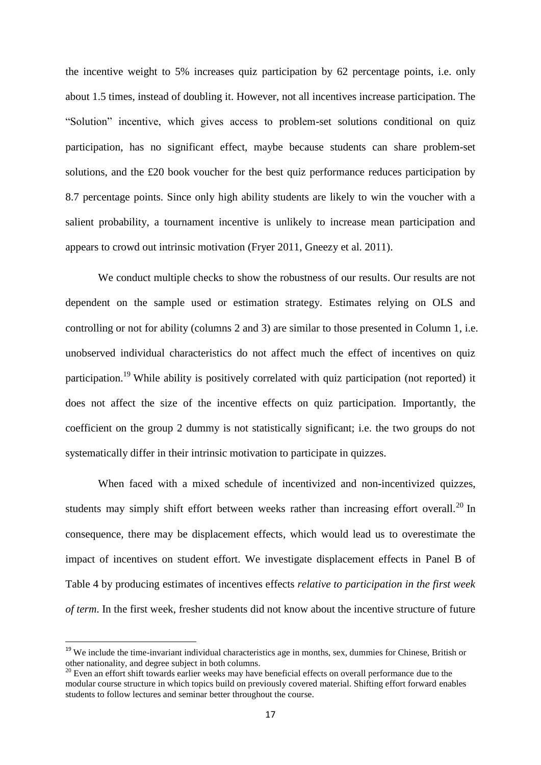the incentive weight to 5% increases quiz participation by 62 percentage points, i.e. only about 1.5 times, instead of doubling it. However, not all incentives increase participation. The "Solution" incentive, which gives access to problem-set solutions conditional on quiz participation, has no significant effect, maybe because students can share problem-set solutions, and the £20 book voucher for the best quiz performance reduces participation by 8.7 percentage points. Since only high ability students are likely to win the voucher with a salient probability, a tournament incentive is unlikely to increase mean participation and appears to crowd out intrinsic motivation (Fryer 2011, Gneezy et al. 2011).

We conduct multiple checks to show the robustness of our results. Our results are not dependent on the sample used or estimation strategy. Estimates relying on OLS and controlling or not for ability (columns 2 and 3) are similar to those presented in Column 1, i.e. unobserved individual characteristics do not affect much the effect of incentives on quiz participation.[19] While ability is positively correlated with quiz participation (not reported) it does not affect the size of the incentive effects on quiz participation. Importantly, the coefficient on the group 2 dummy is not statistically significant; i.e. the two groups do not systematically differ in their intrinsic motivation to participate in quizzes.

When faced with a mixed schedule of incentivized and non-incentivized quizzes, students may simply shift effort between weeks rather than increasing effort overall.[20] In consequence, there may be displacement effects, which would lead us to overestimate the impact of incentives on student effort. We investigate displacement effects in Panel B of Table 4 by producing estimates of incentives effects *relative to participation in the first week of term*. In the first week, fresher students did not know about the incentive structure of future

[19] We include the time-invariant individual characteristics age in months, sex, dummies for Chinese, British or other nationality, and degree subject in both columns.

[20] Even an effort shift towards earlier weeks may have beneficial effects on overall performance due to the modular course structure in which topics build on previously covered material. Shifting effort forward enables students to follow lectures and seminar better throughout the course.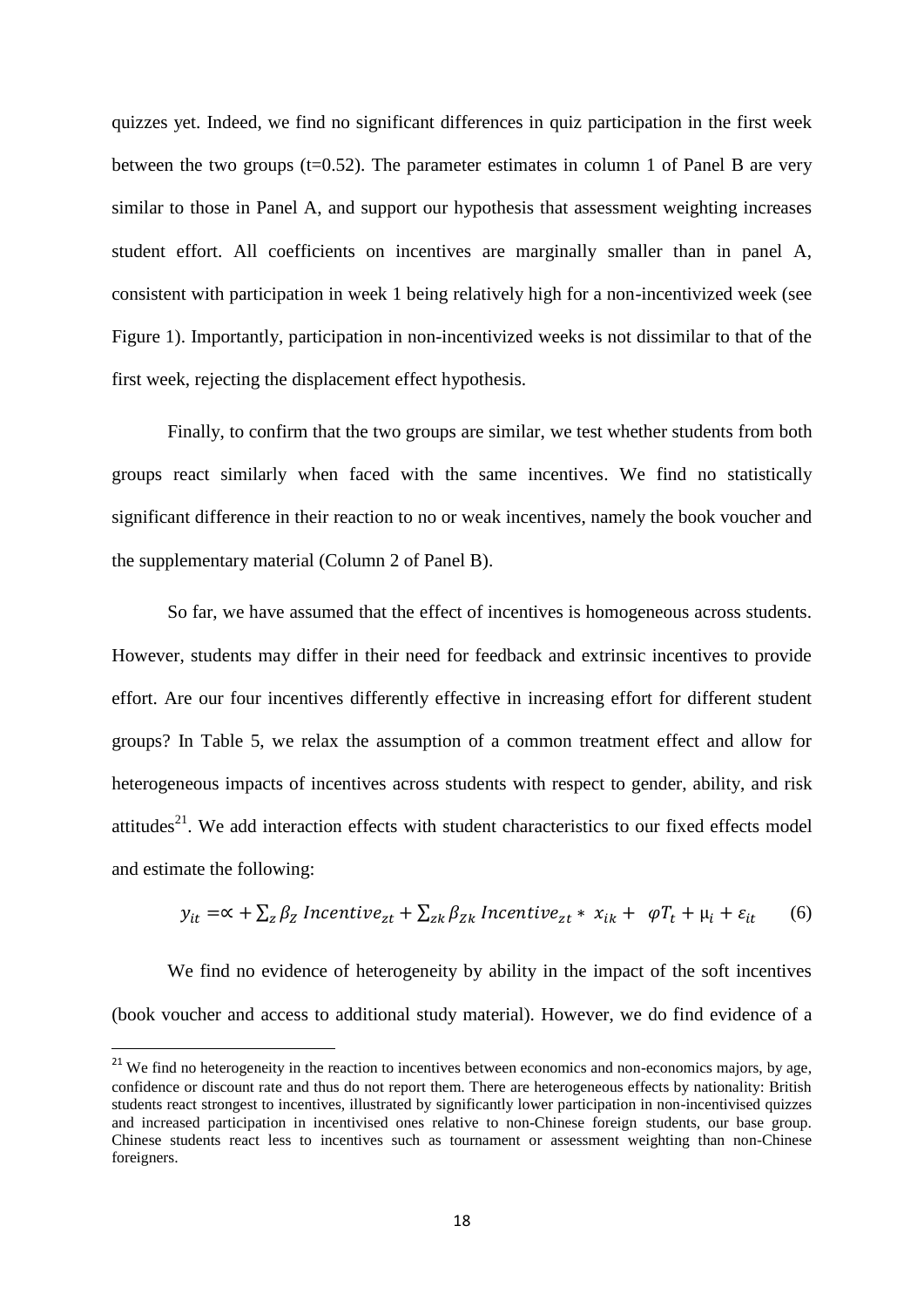quizzes yet. Indeed, we find no significant differences in quiz participation in the first week between the two groups (t=0.52). The parameter estimates in column 1 of Panel B are very similar to those in Panel A, and support our hypothesis that assessment weighting increases student effort. All coefficients on incentives are marginally smaller than in panel A, consistent with participation in week 1 being relatively high for a non-incentivized week (see Figure 1). Importantly, participation in non-incentivized weeks is not dissimilar to that of the first week, rejecting the displacement effect hypothesis.

Finally, to confirm that the two groups are similar, we test whether students from both groups react similarly when faced with the same incentives. We find no statistically significant difference in their reaction to no or weak incentives, namely the book voucher and the supplementary material (Column 2 of Panel B).

So far, we have assumed that the effect of incentives is homogeneous across students. However, students may differ in their need for feedback and extrinsic incentives to provide effort. Are our four incentives differently effective in increasing effort for different student groups? In Table 5, we relax the assumption of a common treatment effect and allow for heterogeneous impacts of incentives across students with respect to gender, ability, and risk attitudes[21]. We add interaction effects with student characteristics to our fixed effects model and estimate the following:

$$y_{it} = \propto + \sum_{z} \beta_{Z}\, Incentive_{zt} + \sum_{zk} \beta_{Zk}\, Incentive_{zt} * x_{ik} + \varphi T_t + \mu_i + \varepsilon_{it} \qquad (6)$$

We find no evidence of heterogeneity by ability in the impact of the soft incentives (book voucher and access to additional study material). However, we do find evidence of a

[21] We find no heterogeneity in the reaction to incentives between economics and non-economics majors, by age, confidence or discount rate and thus do not report them. There are heterogeneous effects by nationality: British students react strongest to incentives, illustrated by significantly lower participation in non-incentivised quizzes and increased participation in incentivised ones relative to non-Chinese foreign students, our base group. Chinese students react less to incentives such as tournament or assessment weighting than non-Chinese foreigners.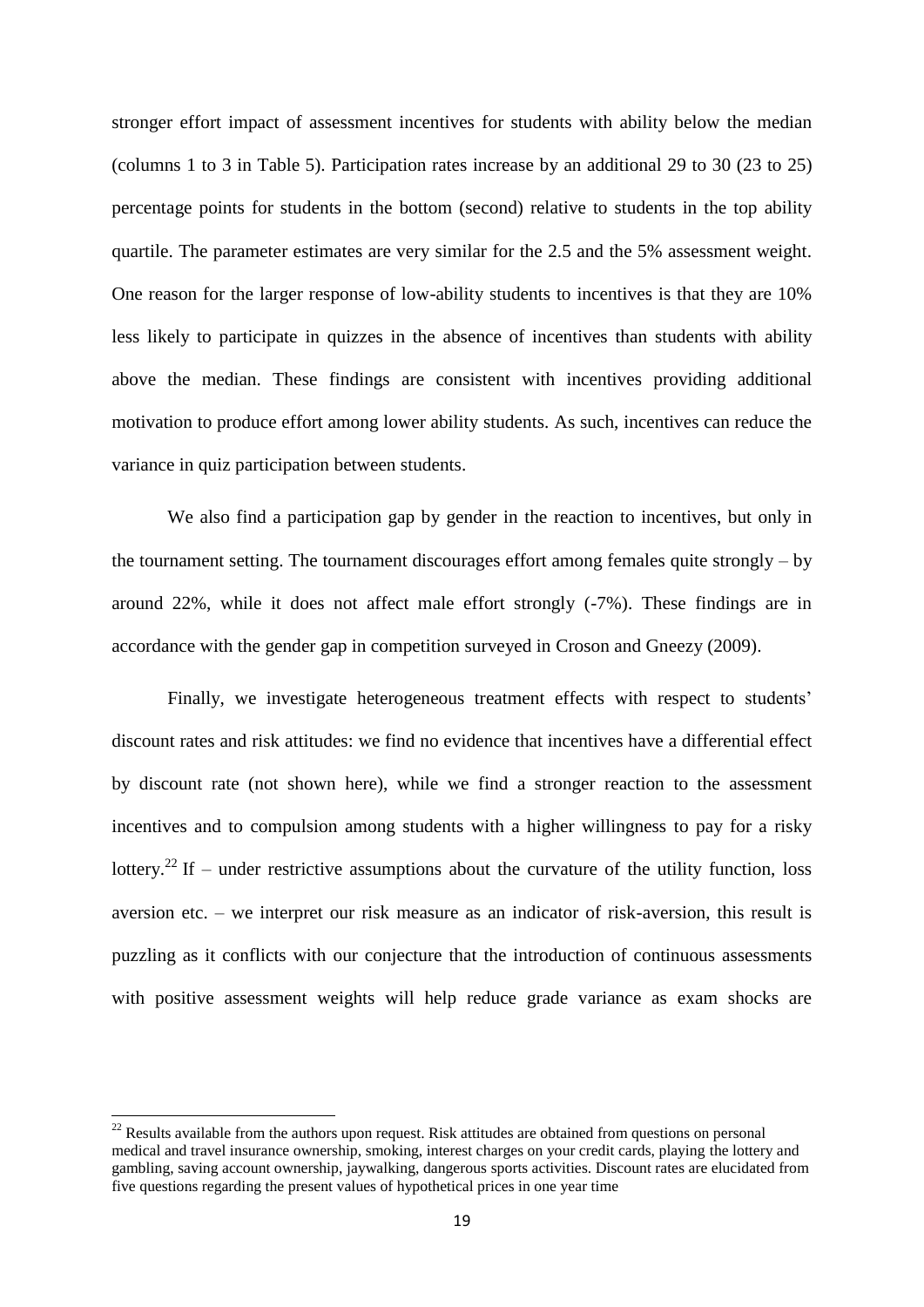stronger effort impact of assessment incentives for students with ability below the median (columns 1 to 3 in Table 5). Participation rates increase by an additional 29 to 30 (23 to 25) percentage points for students in the bottom (second) relative to students in the top ability quartile. The parameter estimates are very similar for the 2.5 and the 5% assessment weight. One reason for the larger response of low-ability students to incentives is that they are 10% less likely to participate in quizzes in the absence of incentives than students with ability above the median. These findings are consistent with incentives providing additional motivation to produce effort among lower ability students. As such, incentives can reduce the variance in quiz participation between students.

We also find a participation gap by gender in the reaction to incentives, but only in the tournament setting. The tournament discourages effort among females quite strongly – by around 22%, while it does not affect male effort strongly (-7%). These findings are in accordance with the gender gap in competition surveyed in Croson and Gneezy (2009).

Finally, we investigate heterogeneous treatment effects with respect to students' discount rates and risk attitudes: we find no evidence that incentives have a differential effect by discount rate (not shown here), while we find a stronger reaction to the assessment incentives and to compulsion among students with a higher willingness to pay for a risky lottery.[22] If – under restrictive assumptions about the curvature of the utility function, loss aversion etc. – we interpret our risk measure as an indicator of risk-aversion, this result is puzzling as it conflicts with our conjecture that the introduction of continuous assessments with positive assessment weights will help reduce grade variance as exam shocks are

---

[22] Results available from the authors upon request. Risk attitudes are obtained from questions on personal medical and travel insurance ownership, smoking, interest charges on your credit cards, playing the lottery and gambling, saving account ownership, jaywalking, dangerous sports activities. Discount rates are elucidated from five questions regarding the present values of hypothetical prices in one year time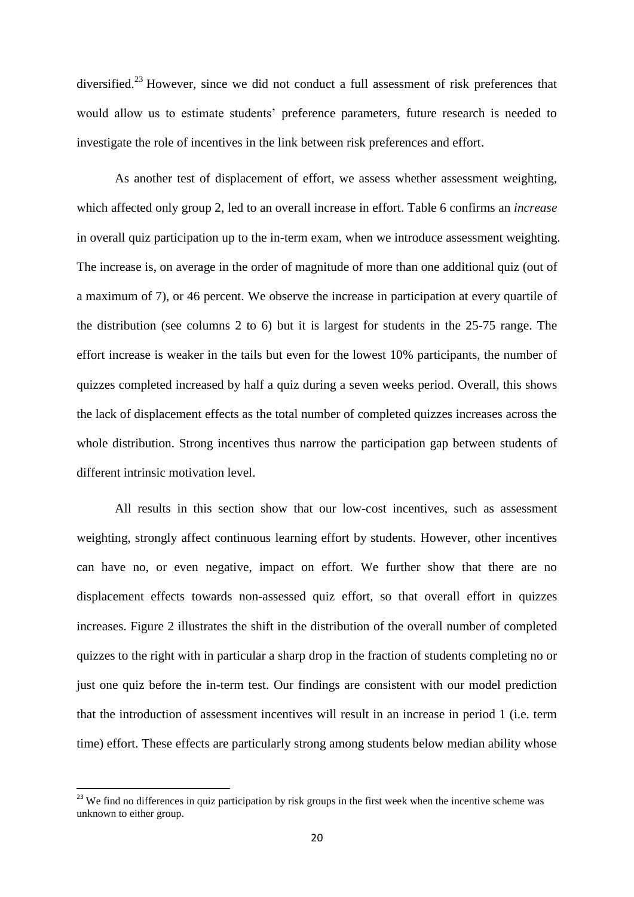diversified.[23] However, since we did not conduct a full assessment of risk preferences that would allow us to estimate students' preference parameters, future research is needed to investigate the role of incentives in the link between risk preferences and effort.

As another test of displacement of effort, we assess whether assessment weighting, which affected only group 2, led to an overall increase in effort. Table 6 confirms an *increase* in overall quiz participation up to the in-term exam, when we introduce assessment weighting. The increase is, on average in the order of magnitude of more than one additional quiz (out of a maximum of 7), or 46 percent. We observe the increase in participation at every quartile of the distribution (see columns 2 to 6) but it is largest for students in the 25-75 range. The effort increase is weaker in the tails but even for the lowest 10% participants, the number of quizzes completed increased by half a quiz during a seven weeks period. Overall, this shows the lack of displacement effects as the total number of completed quizzes increases across the whole distribution. Strong incentives thus narrow the participation gap between students of different intrinsic motivation level.

All results in this section show that our low-cost incentives, such as assessment weighting, strongly affect continuous learning effort by students. However, other incentives can have no, or even negative, impact on effort. We further show that there are no displacement effects towards non-assessed quiz effort, so that overall effort in quizzes increases. Figure 2 illustrates the shift in the distribution of the overall number of completed quizzes to the right with in particular a sharp drop in the fraction of students completing no or just one quiz before the in-term test. Our findings are consistent with our model prediction that the introduction of assessment incentives will result in an increase in period 1 (i.e. term time) effort. These effects are particularly strong among students below median ability whose

[23] We find no differences in quiz participation by risk groups in the first week when the incentive scheme was unknown to either group.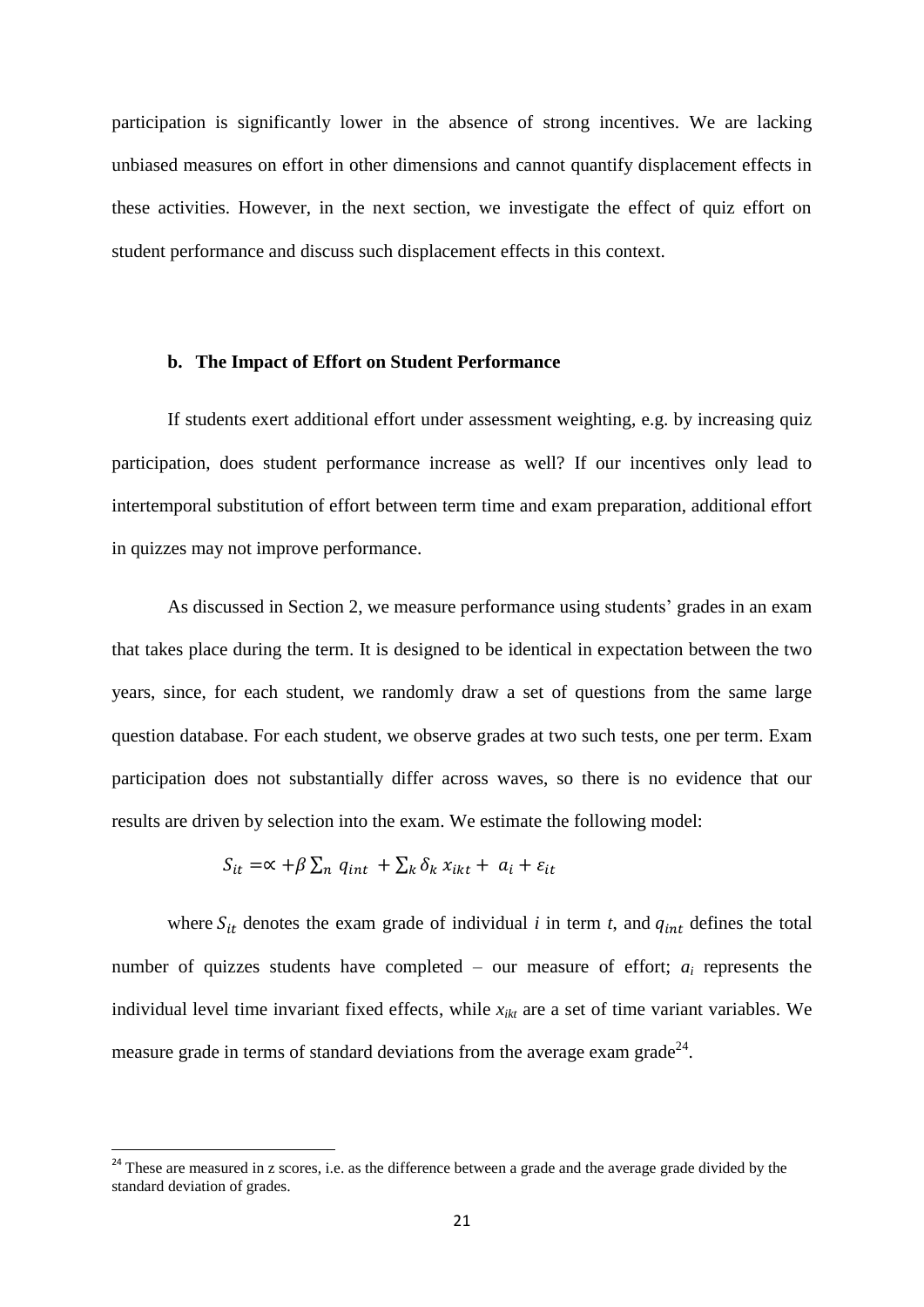participation is significantly lower in the absence of strong incentives. We are lacking unbiased measures on effort in other dimensions and cannot quantify displacement effects in these activities. However, in the next section, we investigate the effect of quiz effort on student performance and discuss such displacement effects in this context.

### b. The Impact of Effort on Student Performance

If students exert additional effort under assessment weighting, e.g. by increasing quiz participation, does student performance increase as well? If our incentives only lead to intertemporal substitution of effort between term time and exam preparation, additional effort in quizzes may not improve performance.

As discussed in Section 2, we measure performance using students' grades in an exam that takes place during the term. It is designed to be identical in expectation between the two years, since, for each student, we randomly draw a set of questions from the same large question database. For each student, we observe grades at two such tests, one per term. Exam participation does not substantially differ across waves, so there is no evidence that our results are driven by selection into the exam. We estimate the following model:

$$S_{it} = \propto + \beta \sum_n q_{int} + \sum_k \delta_k x_{ikt} + a_i + \varepsilon_{it}$$

where $S_{it}$ denotes the exam grade of individual $i$ in term $t$, and $q_{int}$ defines the total number of quizzes students have completed – our measure of effort; $a_i$ represents the individual level time invariant fixed effects, while $x_{ikt}$ are a set of time variant variables. We measure grade in terms of standard deviations from the average exam grade[24].

[24] These are measured in z scores, i.e. as the difference between a grade and the average grade divided by the standard deviation of grades.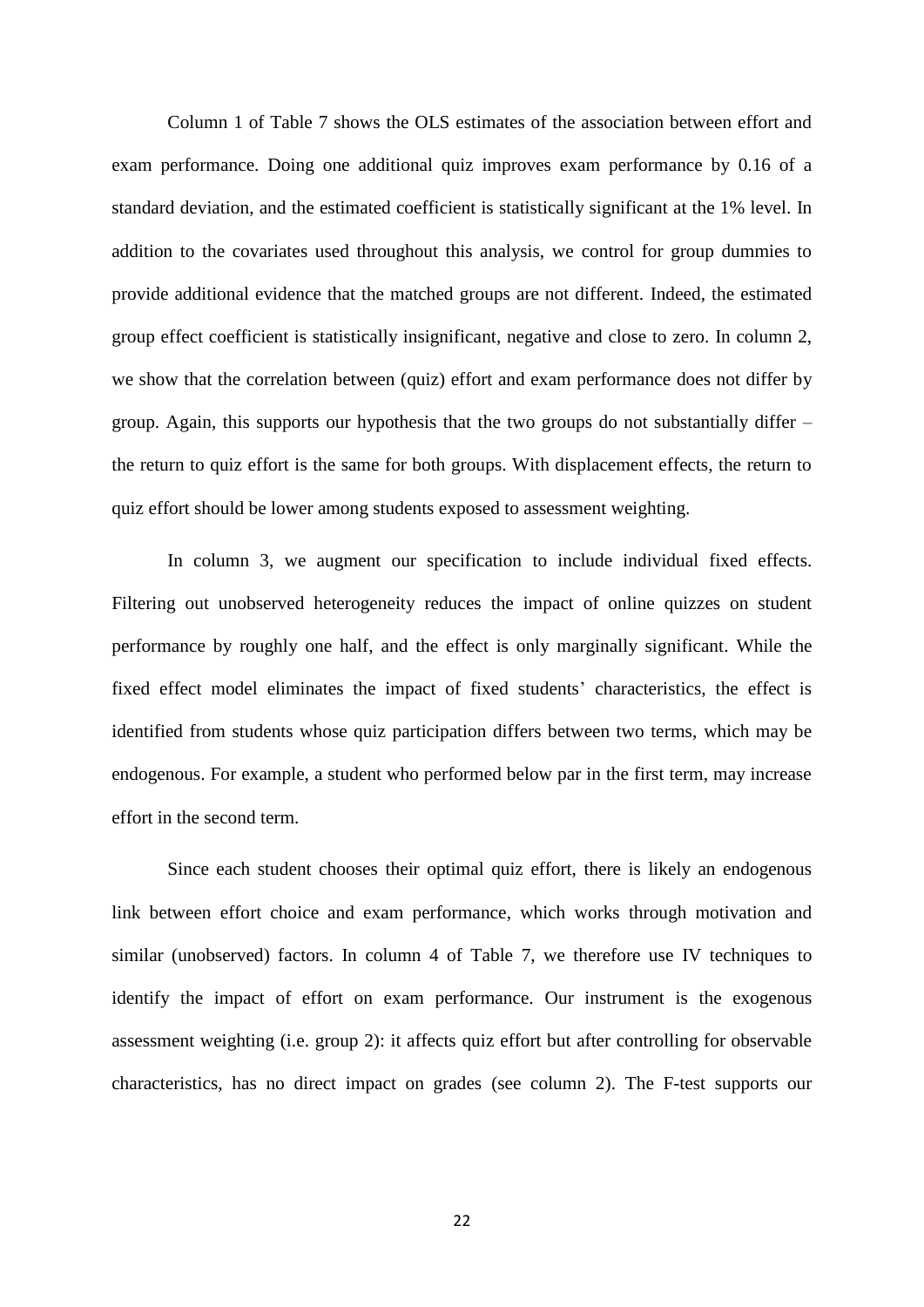Column 1 of Table 7 shows the OLS estimates of the association between effort and exam performance. Doing one additional quiz improves exam performance by 0.16 of a standard deviation, and the estimated coefficient is statistically significant at the 1% level. In addition to the covariates used throughout this analysis, we control for group dummies to provide additional evidence that the matched groups are not different. Indeed, the estimated group effect coefficient is statistically insignificant, negative and close to zero. In column 2, we show that the correlation between (quiz) effort and exam performance does not differ by group. Again, this supports our hypothesis that the two groups do not substantially differ – the return to quiz effort is the same for both groups. With displacement effects, the return to quiz effort should be lower among students exposed to assessment weighting.

In column 3, we augment our specification to include individual fixed effects. Filtering out unobserved heterogeneity reduces the impact of online quizzes on student performance by roughly one half, and the effect is only marginally significant. While the fixed effect model eliminates the impact of fixed students' characteristics, the effect is identified from students whose quiz participation differs between two terms, which may be endogenous. For example, a student who performed below par in the first term, may increase effort in the second term.

Since each student chooses their optimal quiz effort, there is likely an endogenous link between effort choice and exam performance, which works through motivation and similar (unobserved) factors. In column 4 of Table 7, we therefore use IV techniques to identify the impact of effort on exam performance. Our instrument is the exogenous assessment weighting (i.e. group 2): it affects quiz effort but after controlling for observable characteristics, has no direct impact on grades (see column 2). The F-test supports our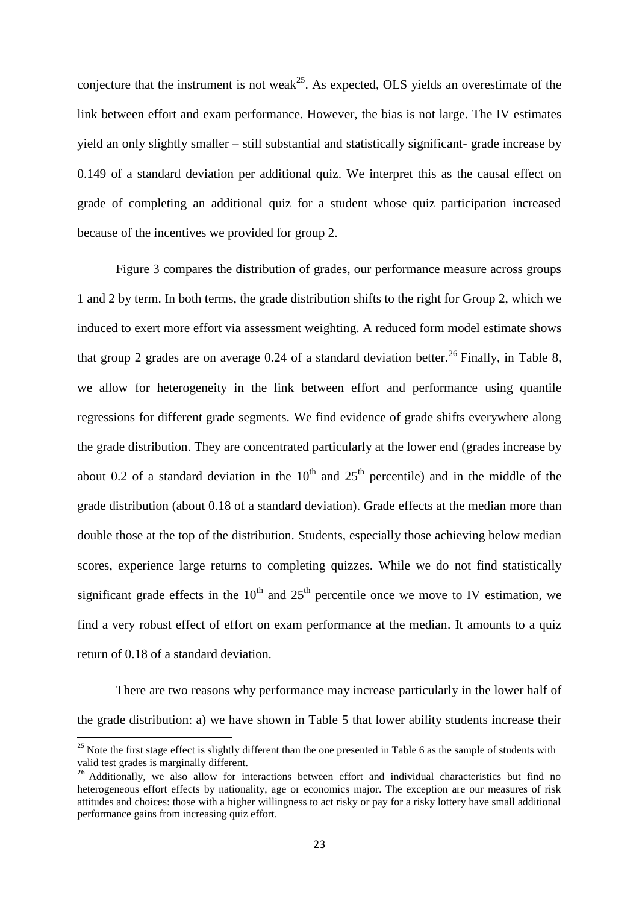conjecture that the instrument is not weak[25]. As expected, OLS yields an overestimate of the link between effort and exam performance. However, the bias is not large. The IV estimates yield an only slightly smaller – still substantial and statistically significant- grade increase by 0.149 of a standard deviation per additional quiz. We interpret this as the causal effect on grade of completing an additional quiz for a student whose quiz participation increased because of the incentives we provided for group 2.

Figure 3 compares the distribution of grades, our performance measure across groups 1 and 2 by term. In both terms, the grade distribution shifts to the right for Group 2, which we induced to exert more effort via assessment weighting. A reduced form model estimate shows that group 2 grades are on average 0.24 of a standard deviation better.[26] Finally, in Table 8, we allow for heterogeneity in the link between effort and performance using quantile regressions for different grade segments. We find evidence of grade shifts everywhere along the grade distribution. They are concentrated particularly at the lower end (grades increase by about 0.2 of a standard deviation in the 10th and 25th percentile) and in the middle of the grade distribution (about 0.18 of a standard deviation). Grade effects at the median more than double those at the top of the distribution. Students, especially those achieving below median scores, experience large returns to completing quizzes. While we do not find statistically significant grade effects in the 10th and 25th percentile once we move to IV estimation, we find a very robust effect of effort on exam performance at the median. It amounts to a quiz return of 0.18 of a standard deviation.

There are two reasons why performance may increase particularly in the lower half of the grade distribution: a) we have shown in Table 5 that lower ability students increase their

[25] Note the first stage effect is slightly different than the one presented in Table 6 as the sample of students with valid test grades is marginally different.

[26] Additionally, we also allow for interactions between effort and individual characteristics but find no heterogeneous effort effects by nationality, age or economics major. The exception are our measures of risk attitudes and choices: those with a higher willingness to act risky or pay for a risky lottery have small additional performance gains from increasing quiz effort.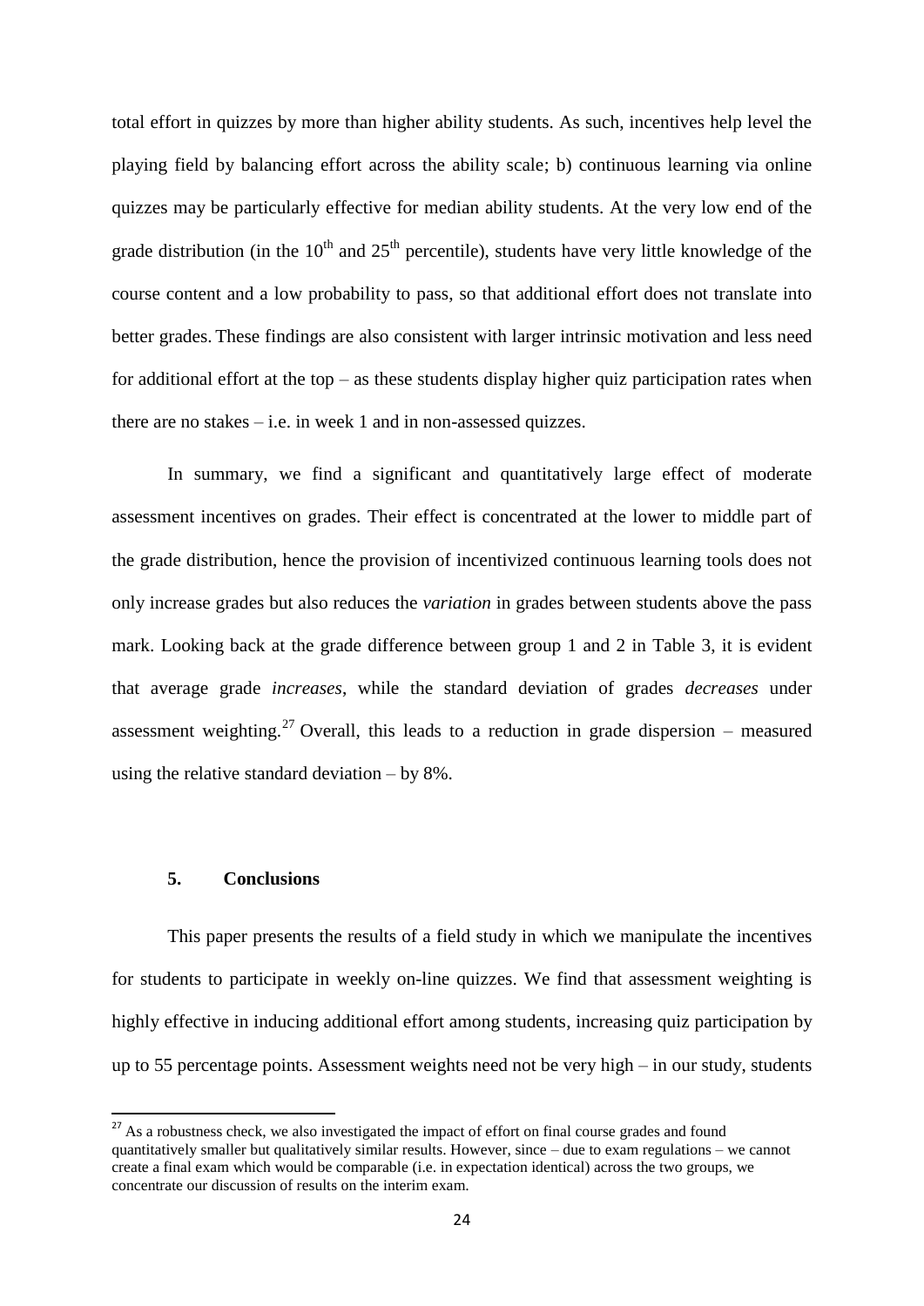total effort in quizzes by more than higher ability students. As such, incentives help level the playing field by balancing effort across the ability scale; b) continuous learning via online quizzes may be particularly effective for median ability students. At the very low end of the grade distribution (in the 10th and 25th percentile), students have very little knowledge of the course content and a low probability to pass, so that additional effort does not translate into better grades. These findings are also consistent with larger intrinsic motivation and less need for additional effort at the top – as these students display higher quiz participation rates when there are no stakes – i.e. in week 1 and in non-assessed quizzes.

In summary, we find a significant and quantitatively large effect of moderate assessment incentives on grades. Their effect is concentrated at the lower to middle part of the grade distribution, hence the provision of incentivized continuous learning tools does not only increase grades but also reduces the *variation* in grades between students above the pass mark. Looking back at the grade difference between group 1 and 2 in Table 3, it is evident that average grade *increases*, while the standard deviation of grades *decreases* under assessment weighting.[27] Overall, this leads to a reduction in grade dispersion – measured using the relative standard deviation – by 8%.

## 5. Conclusions

This paper presents the results of a field study in which we manipulate the incentives for students to participate in weekly on-line quizzes. We find that assessment weighting is highly effective in inducing additional effort among students, increasing quiz participation by up to 55 percentage points. Assessment weights need not be very high – in our study, students

[27] As a robustness check, we also investigated the impact of effort on final course grades and found quantitatively smaller but qualitatively similar results. However, since – due to exam regulations – we cannot create a final exam which would be comparable (i.e. in expectation identical) across the two groups, we concentrate our discussion of results on the interim exam.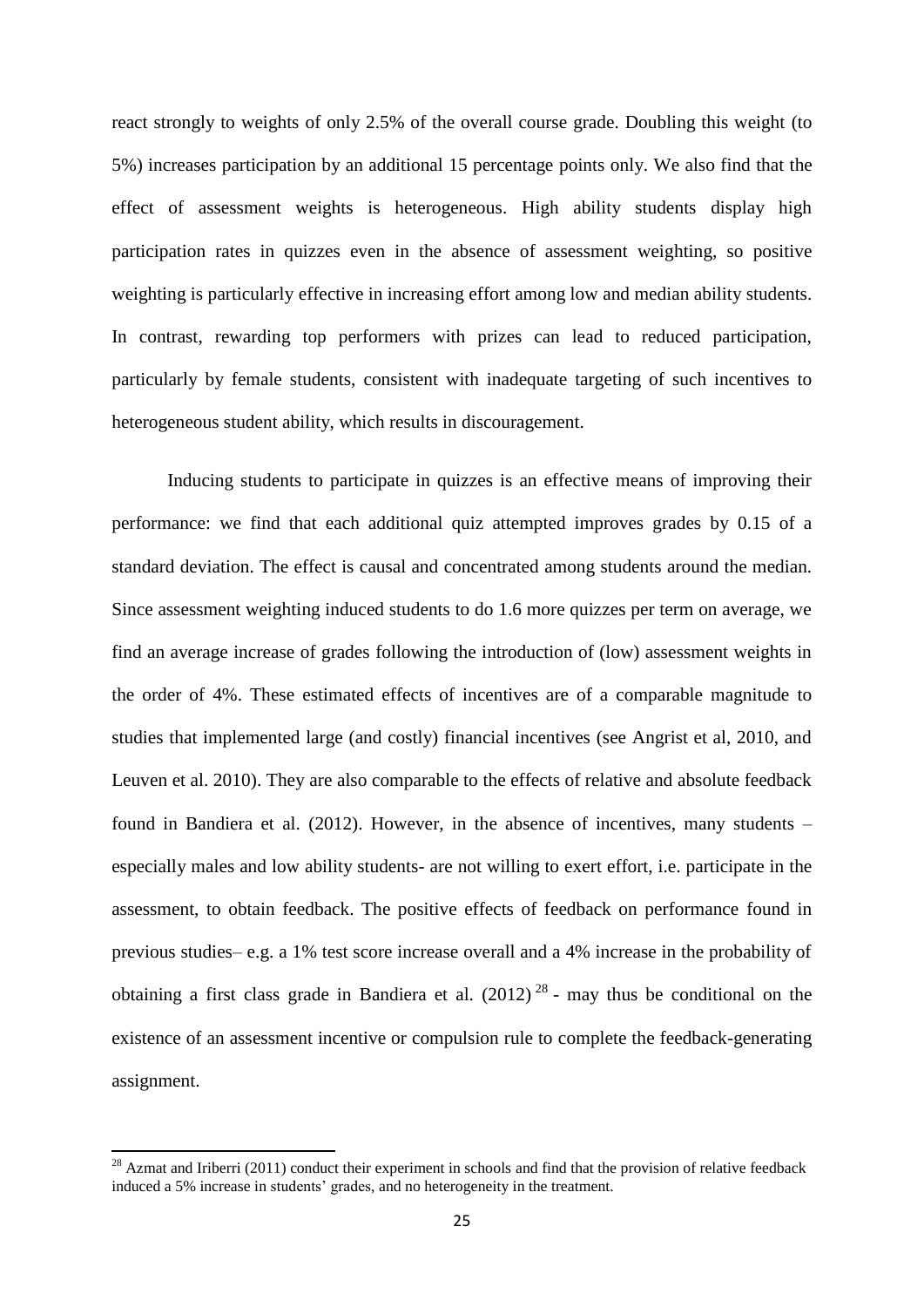react strongly to weights of only 2.5% of the overall course grade. Doubling this weight (to 5%) increases participation by an additional 15 percentage points only. We also find that the effect of assessment weights is heterogeneous. High ability students display high participation rates in quizzes even in the absence of assessment weighting, so positive weighting is particularly effective in increasing effort among low and median ability students. In contrast, rewarding top performers with prizes can lead to reduced participation, particularly by female students, consistent with inadequate targeting of such incentives to heterogeneous student ability, which results in discouragement.

Inducing students to participate in quizzes is an effective means of improving their performance: we find that each additional quiz attempted improves grades by 0.15 of a standard deviation. The effect is causal and concentrated among students around the median. Since assessment weighting induced students to do 1.6 more quizzes per term on average, we find an average increase of grades following the introduction of (low) assessment weights in the order of 4%. These estimated effects of incentives are of a comparable magnitude to studies that implemented large (and costly) financial incentives (see Angrist et al, 2010, and Leuven et al. 2010). They are also comparable to the effects of relative and absolute feedback found in Bandiera et al. (2012). However, in the absence of incentives, many students – especially males and low ability students- are not willing to exert effort, i.e. participate in the assessment, to obtain feedback. The positive effects of feedback on performance found in previous studies– e.g. a 1% test score increase overall and a 4% increase in the probability of obtaining a first class grade in Bandiera et al. (2012) [28] - may thus be conditional on the existence of an assessment incentive or compulsion rule to complete the feedback-generating assignment.

[28] Azmat and Iriberri (2011) conduct their experiment in schools and find that the provision of relative feedback induced a 5% increase in students' grades, and no heterogeneity in the treatment.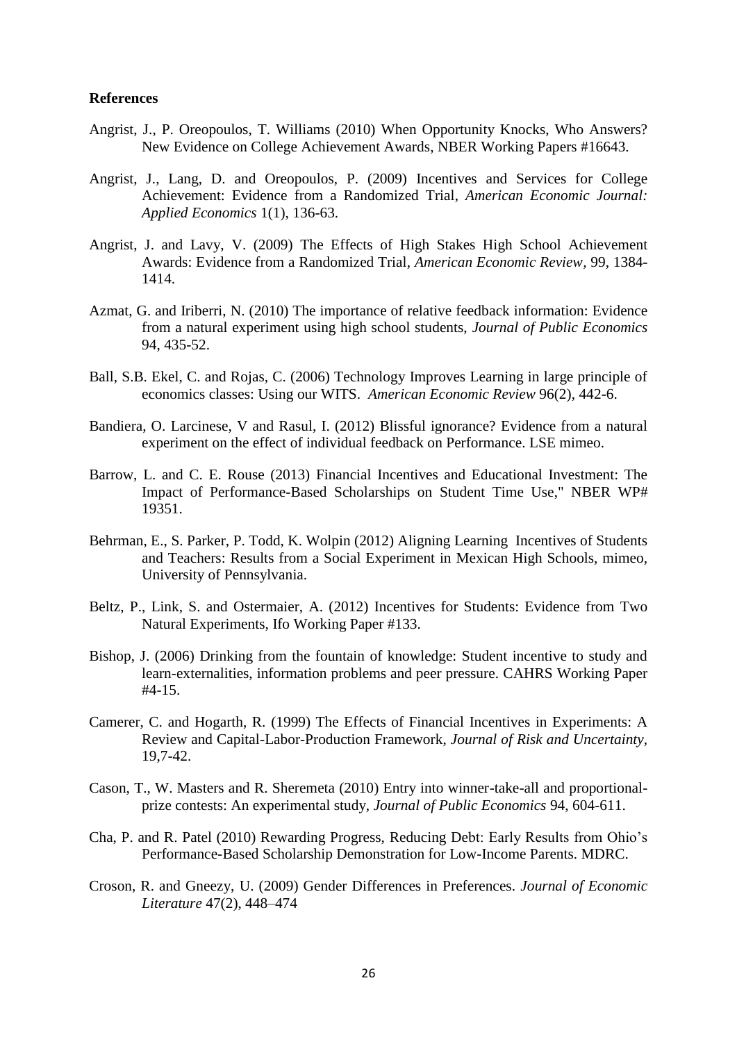**References**

Angrist, J., P. Oreopoulos, T. Williams (2010) When Opportunity Knocks, Who Answers? New Evidence on College Achievement Awards, NBER Working Papers #16643.

Angrist, J., Lang, D. and Oreopoulos, P. (2009) Incentives and Services for College Achievement: Evidence from a Randomized Trial, *American Economic Journal: Applied Economics* 1(1), 136-63.

Angrist, J. and Lavy, V. (2009) The Effects of High Stakes High School Achievement Awards: Evidence from a Randomized Trial, *American Economic Review,* 99, 1384-1414.

Azmat, G. and Iriberri, N. (2010) The importance of relative feedback information: Evidence from a natural experiment using high school students, *Journal of Public Economics* 94, 435-52.

Ball, S.B. Ekel, C. and Rojas, C. (2006) Technology Improves Learning in large principle of economics classes: Using our WITS. *American Economic Review* 96(2), 442-6.

Bandiera, O. Larcinese, V and Rasul, I. (2012) Blissful ignorance? Evidence from a natural experiment on the effect of individual feedback on Performance. LSE mimeo.

Barrow, L. and C. E. Rouse (2013) Financial Incentives and Educational Investment: The Impact of Performance-Based Scholarships on Student Time Use," NBER WP# 19351.

Behrman, E., S. Parker, P. Todd, K. Wolpin (2012) Aligning Learning Incentives of Students and Teachers: Results from a Social Experiment in Mexican High Schools, mimeo, University of Pennsylvania.

Beltz, P., Link, S. and Ostermaier, A. (2012) Incentives for Students: Evidence from Two Natural Experiments, Ifo Working Paper #133.

Bishop, J. (2006) Drinking from the fountain of knowledge: Student incentive to study and learn-externalities, information problems and peer pressure. CAHRS Working Paper #4-15.

Camerer, C. and Hogarth, R. (1999) The Effects of Financial Incentives in Experiments: A Review and Capital-Labor-Production Framework, *Journal of Risk and Uncertainty,* 19,7-42.

Cason, T., W. Masters and R. Sheremeta (2010) Entry into winner-take-all and proportional-prize contests: An experimental study, *Journal of Public Economics* 94, 604-611.

Cha, P. and R. Patel (2010) Rewarding Progress, Reducing Debt: Early Results from Ohio's Performance-Based Scholarship Demonstration for Low-Income Parents. MDRC.

Croson, R. and Gneezy, U. (2009) Gender Differences in Preferences. *Journal of Economic Literature* 47(2), 448–474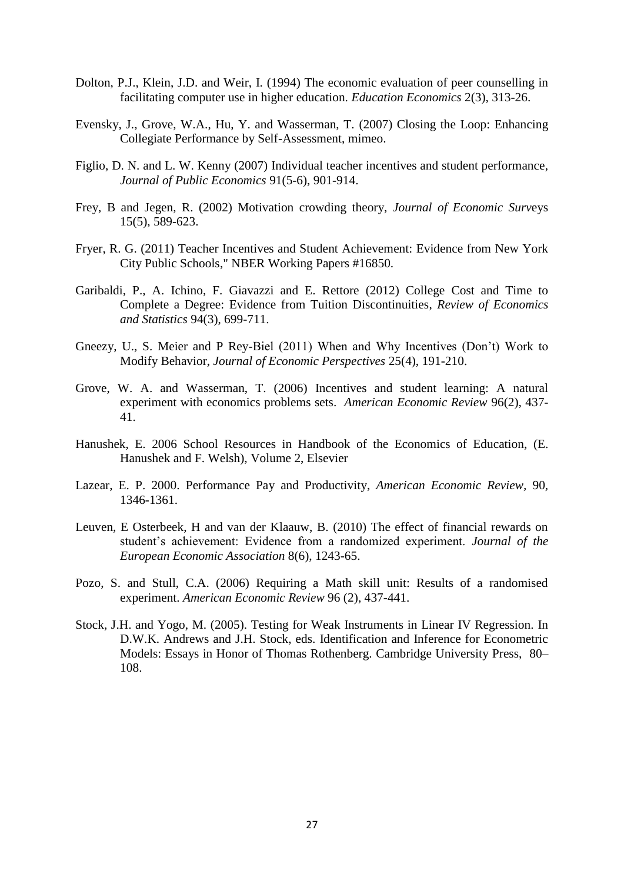Dolton, P.J., Klein, J.D. and Weir, I. (1994) The economic evaluation of peer counselling in facilitating computer use in higher education. *Education Economics* 2(3), 313-26.

Evensky, J., Grove, W.A., Hu, Y. and Wasserman, T. (2007) Closing the Loop: Enhancing Collegiate Performance by Self-Assessment, mimeo.

Figlio, D. N. and L. W. Kenny (2007) Individual teacher incentives and student performance, *Journal of Public Economics* 91(5-6), 901-914.

Frey, B and Jegen, R. (2002) Motivation crowding theory, *Journal of Economic Surveys* 15(5), 589-623.

Fryer, R. G. (2011) Teacher Incentives and Student Achievement: Evidence from New York City Public Schools," NBER Working Papers #16850.

Garibaldi, P., A. Ichino, F. Giavazzi and E. Rettore (2012) College Cost and Time to Complete a Degree: Evidence from Tuition Discontinuities, *Review of Economics and Statistics* 94(3), 699-711.

Gneezy, U., S. Meier and P Rey-Biel (2011) When and Why Incentives (Don't) Work to Modify Behavior, *Journal of Economic Perspectives* 25(4), 191-210.

Grove, W. A. and Wasserman, T. (2006) Incentives and student learning: A natural experiment with economics problems sets. *American Economic Review* 96(2), 437-41.

Hanushek, E. 2006 School Resources in Handbook of the Economics of Education, (E. Hanushek and F. Welsh), Volume 2, Elsevier

Lazear, E. P. 2000. Performance Pay and Productivity, *American Economic Review*, 90, 1346-1361.

Leuven, E Osterbeek, H and van der Klaauw, B. (2010) The effect of financial rewards on student's achievement: Evidence from a randomized experiment. *Journal of the European Economic Association* 8(6), 1243-65.

Pozo, S. and Stull, C.A. (2006) Requiring a Math skill unit: Results of a randomised experiment. *American Economic Review* 96 (2), 437-441.

Stock, J.H. and Yogo, M. (2005). Testing for Weak Instruments in Linear IV Regression. In D.W.K. Andrews and J.H. Stock, eds. Identification and Inference for Econometric Models: Essays in Honor of Thomas Rothenberg. Cambridge University Press, 80–108.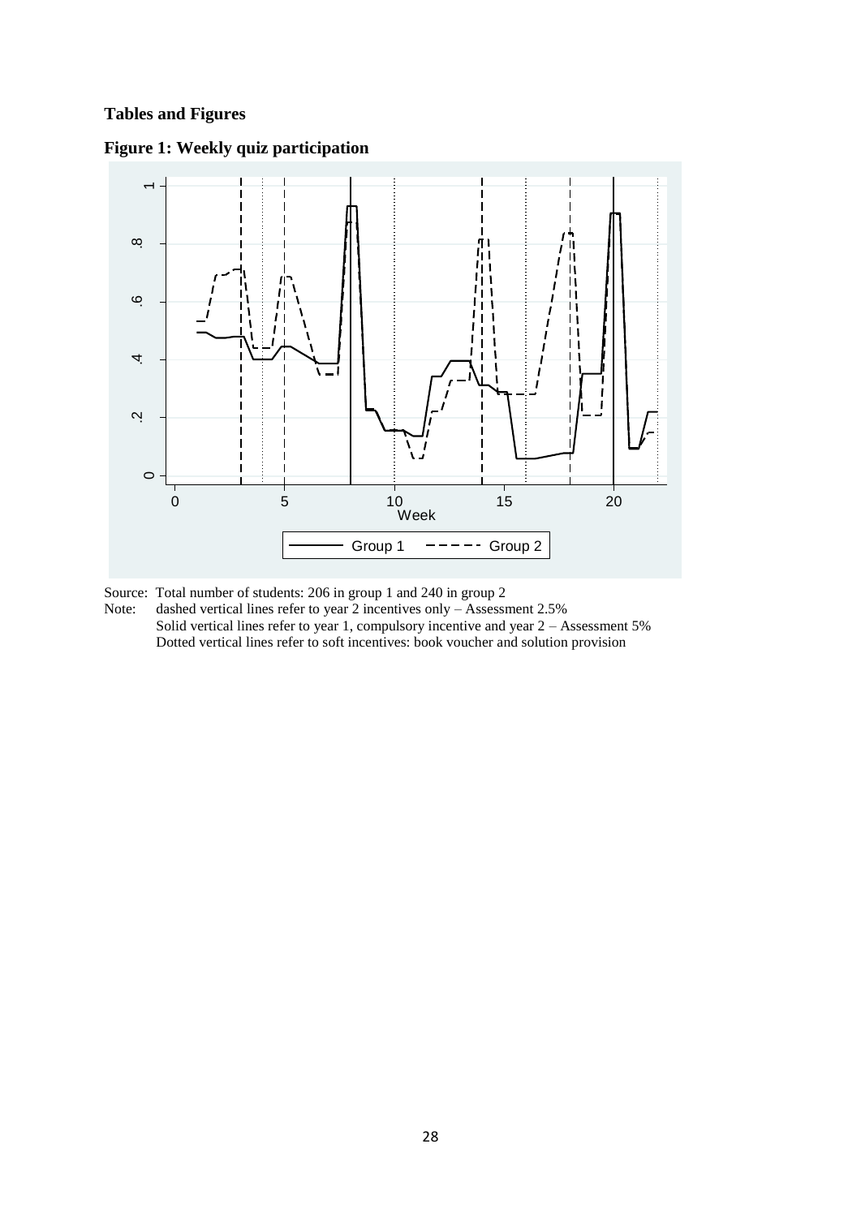**Tables and Figures**

**Figure 1: Weekly quiz participation**

Source: Total number of students: 206 in group 1 and 240 in group 2

Note: dashed vertical lines refer to year 2 incentives only – Assessment 2.5%
Solid vertical lines refer to year 1, compulsory incentive and year 2 – Assessment 5%
Dotted vertical lines refer to soft incentives: book voucher and solution provision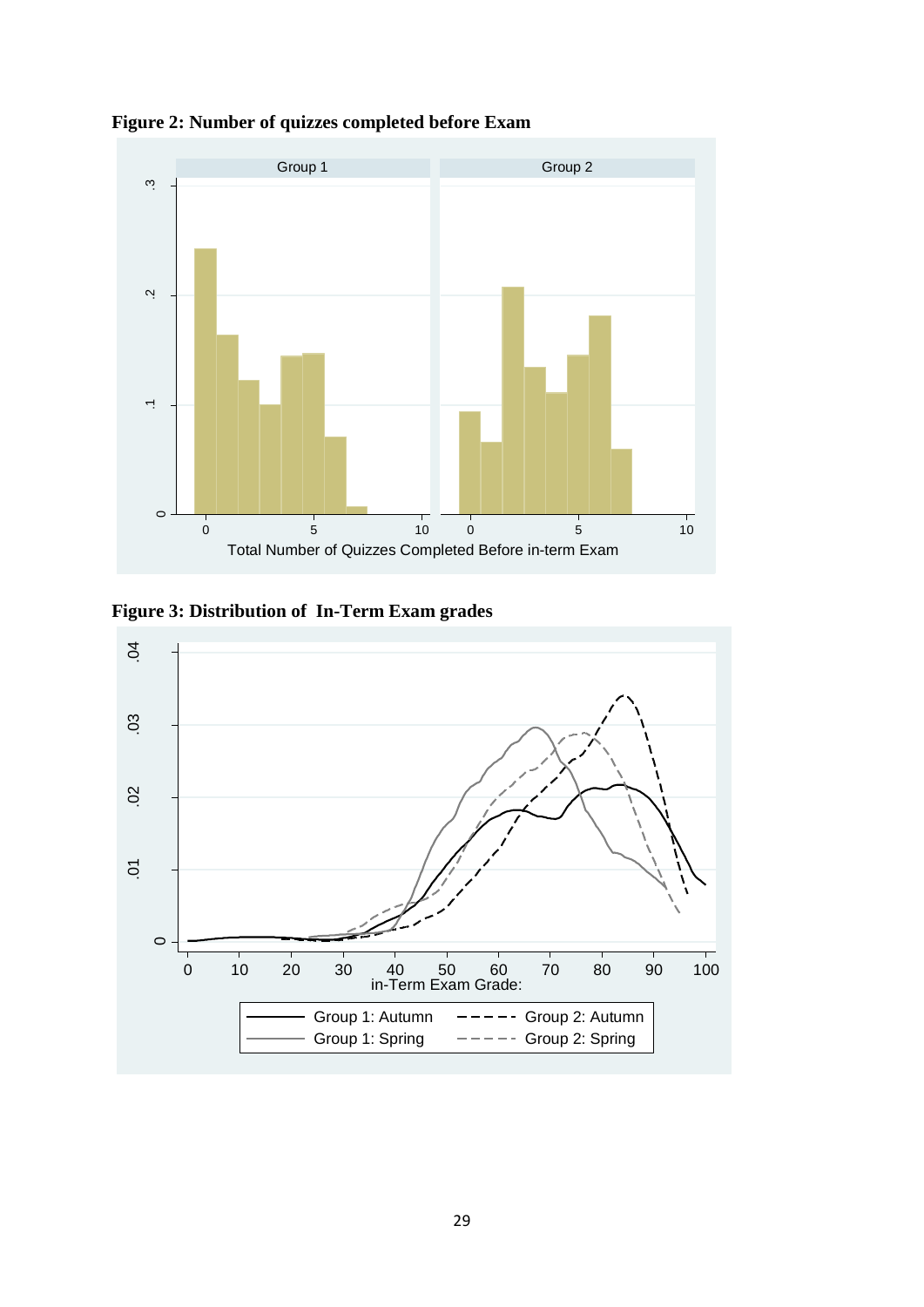**Figure 2: Number of quizzes completed before Exam**

**Figure 3: Distribution of In-Term Exam grades**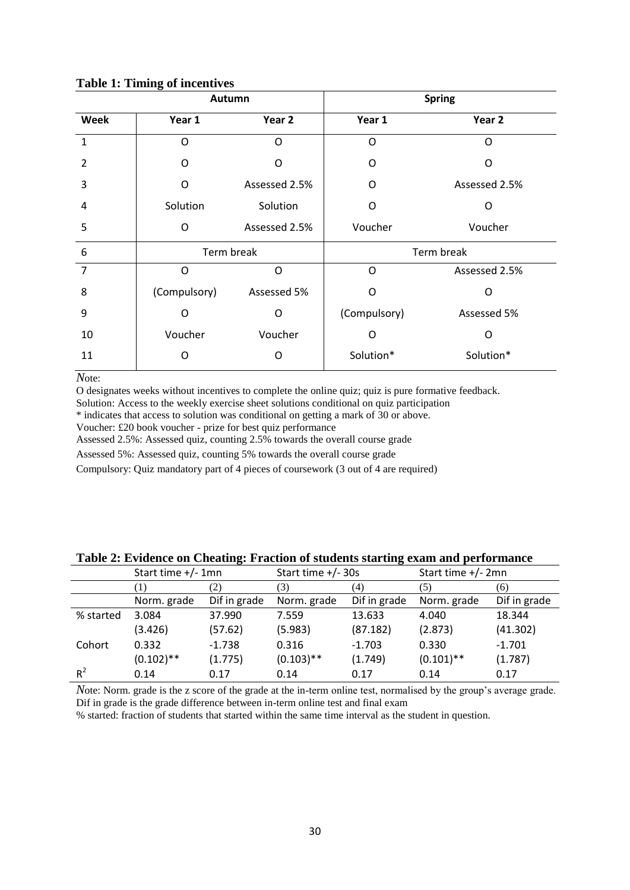**Table 1: Timing of incentives**

| | Autumn | | Spring | |
|---|---|---|---|---|
| **Week** | **Year 1** | **Year 2** | **Year 1** | **Year 2** |
| 1 | O | O | O | O |
| 2 | O | O | O | O |
| 3 | O | Assessed 2.5% | O | Assessed 2.5% |
| 4 | Solution | Solution | O | O |
| 5 | O | Assessed 2.5% | Voucher | Voucher |
| 6 | Term break | | Term break | |
| 7 | O | O | O | Assessed 2.5% |
| 8 | (Compulsory) | Assessed 5% | O | O |
| 9 | O | O | (Compulsory) | Assessed 5% |
| 10 | Voucher | Voucher | O | O |
| 11 | O | O | Solution* | Solution* |

*N*ote:

O designates weeks without incentives to complete the online quiz; quiz is pure formative feedback.

Solution: Access to the weekly exercise sheet solutions conditional on quiz participation

* indicates that access to solution was conditional on getting a mark of 30 or above.

Voucher: £20 book voucher - prize for best quiz performance

Assessed 2.5%: Assessed quiz, counting 2.5% towards the overall course grade

Assessed 5%: Assessed quiz, counting 5% towards the overall course grade

Compulsory: Quiz mandatory part of 4 pieces of coursework (3 out of 4 are required)

**Table 2: Evidence on Cheating: Fraction of students starting exam and performance**

| | Start time +/- 1mn | | Start time +/- 30s | | Start time +/- 2mn | |
|---|---|---|---|---|---|---|
| | (1) | (2) | (3) | (4) | (5) | (6) |
| | Norm. grade | Dif in grade | Norm. grade | Dif in grade | Norm. grade | Dif in grade |
| % started | 3.084 | 37.990 | 7.559 | 13.633 | 4.040 | 18.344 |
| | (3.426) | (57.62) | (5.983) | (87.182) | (2.873) | (41.302) |
| Cohort | 0.332 | -1.738 | 0.316 | -1.703 | 0.330 | -1.701 |
| | (0.102)** | (1.775) | (0.103)** | (1.749) | (0.101)** | (1.787) |
| $R^2$ | 0.14 | 0.17 | 0.14 | 0.17 | 0.14 | 0.17 |

*N*ote: Norm. grade is the z score of the grade at the in-term online test, normalised by the group's average grade. Dif in grade is the grade difference between in-term online test and final exam

% started: fraction of students that started within the same time interval as the student in question.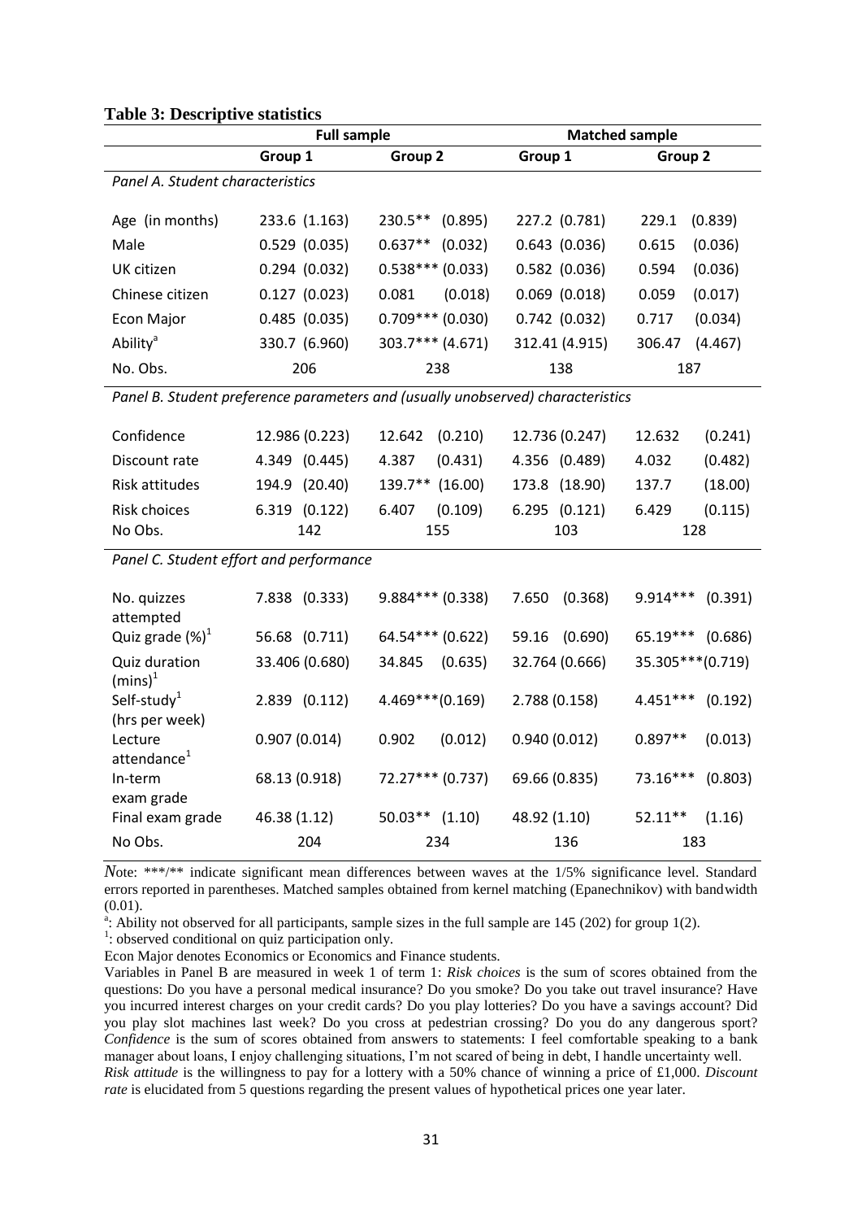**Table 3: Descriptive statistics**

| | Full sample | | Matched sample | |
|---|---|---|---|---|
| | Group 1 | Group 2 | Group 1 | Group 2 |
| *Panel A. Student characteristics* | | | | |
| Age (in months) | 233.6 (1.163) | 230.5** (0.895) | 227.2 (0.781) | 229.1 (0.839) |
| Male | 0.529 (0.035) | 0.637** (0.032) | 0.643 (0.036) | 0.615 (0.036) |
| UK citizen | 0.294 (0.032) | 0.538*** (0.033) | 0.582 (0.036) | 0.594 (0.036) |
| Chinese citizen | 0.127 (0.023) | 0.081 (0.018) | 0.069 (0.018) | 0.059 (0.017) |
| Econ Major | 0.485 (0.035) | 0.709*** (0.030) | 0.742 (0.032) | 0.717 (0.034) |
| Ability[a] | 330.7 (6.960) | 303.7*** (4.671) | 312.41 (4.915) | 306.47 (4.467) |
| No. Obs. | 206 | 238 | 138 | 187 |
| *Panel B. Student preference parameters and (usually unobserved) characteristics* | | | | |
| Confidence | 12.986 (0.223) | 12.642 (0.210) | 12.736 (0.247) | 12.632 (0.241) |
| Discount rate | 4.349 (0.445) | 4.387 (0.431) | 4.356 (0.489) | 4.032 (0.482) |
| Risk attitudes | 194.9 (20.40) | 139.7** (16.00) | 173.8 (18.90) | 137.7 (18.00) |
| Risk choices | 6.319 (0.122) | 6.407 (0.109) | 6.295 (0.121) | 6.429 (0.115) |
| No Obs. | 142 | 155 | 103 | 128 |
| *Panel C. Student effort and performance* | | | | |
| No. quizzes attempted | 7.838 (0.333) | 9.884*** (0.338) | 7.650 (0.368) | 9.914*** (0.391) |
| Quiz grade (%)[1] | 56.68 (0.711) | 64.54*** (0.622) | 59.16 (0.690) | 65.19*** (0.686) |
| Quiz duration (mins)[1] | 33.406 (0.680) | 34.845 (0.635) | 32.764 (0.666) | 35.305***(0.719) |
| Self-study[1] (hrs per week) | 2.839 (0.112) | 4.469***(0.169) | 2.788 (0.158) | 4.451*** (0.192) |
| Lecture attendance[1] | 0.907 (0.014) | 0.902 (0.012) | 0.940 (0.012) | 0.897** (0.013) |
| In-term exam grade | 68.13 (0.918) | 72.27*** (0.737) | 69.66 (0.835) | 73.16*** (0.803) |
| Final exam grade | 46.38 (1.12) | 50.03** (1.10) | 48.92 (1.10) | 52.11** (1.16) |
| No Obs. | 204 | 234 | 136 | 183 |

*N*ote: \*\*\*/\*\* indicate significant mean differences between waves at the 1/5% significance level. Standard errors reported in parentheses. Matched samples obtained from kernel matching (Epanechnikov) with bandwidth (0.01).

[a]: Ability not observed for all participants, sample sizes in the full sample are 145 (202) for group 1(2).

[1]: observed conditional on quiz participation only.

Econ Major denotes Economics or Economics and Finance students.

Variables in Panel B are measured in week 1 of term 1: *Risk choices* is the sum of scores obtained from the questions: Do you have a personal medical insurance? Do you smoke? Do you take out travel insurance? Have you incurred interest charges on your credit cards? Do you play lotteries? Do you have a savings account? Did you play slot machines last week? Do you cross at pedestrian crossing? Do you do any dangerous sport? *Confidence* is the sum of scores obtained from answers to statements: I feel comfortable speaking to a bank manager about loans, I enjoy challenging situations, I'm not scared of being in debt, I handle uncertainty well. *Risk attitude* is the willingness to pay for a lottery with a 50% chance of winning a price of £1,000. *Discount rate* is elucidated from 5 questions regarding the present values of hypothetical prices one year later.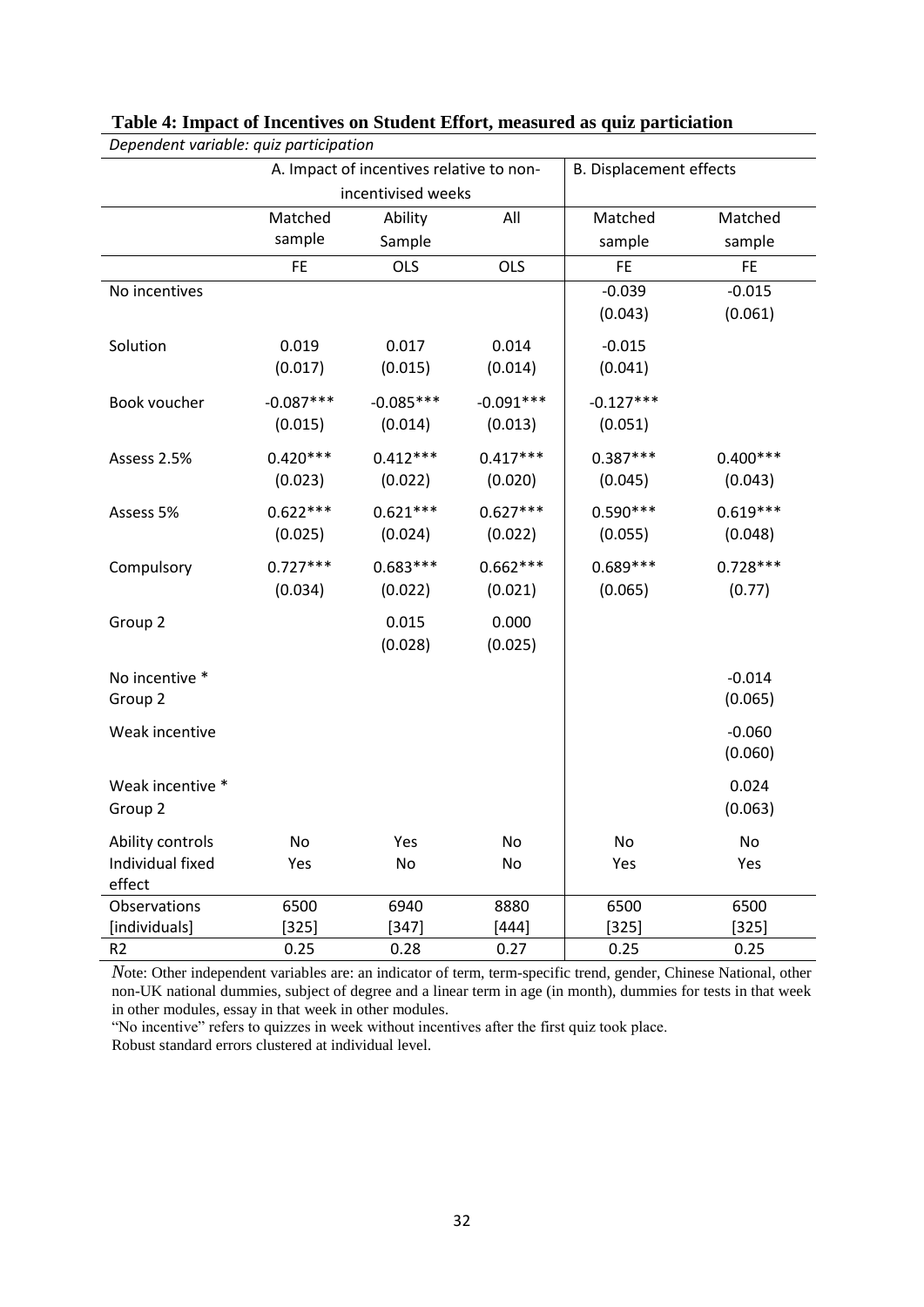**Table 4: Impact of Incentives on Student Effort, measured as quiz particiation**

*Dependent variable: quiz participation*

| | A. Impact of incentives relative to non-incentivised weeks | | | B. Displacement effects | |
|---|---|---|---|---|---|
| | Matched sample | Ability Sample | All | Matched sample | Matched sample |
| | FE | OLS | OLS | FE | FE |
| No incentives | | | | -0.039<br>(0.043) | -0.015<br>(0.061) |
| Solution | 0.019<br>(0.017) | 0.017<br>(0.015) | 0.014<br>(0.014) | -0.015<br>(0.041) | |
| Book voucher | -0.087***<br>(0.015) | -0.085***<br>(0.014) | -0.091***<br>(0.013) | -0.127***<br>(0.051) | |
| Assess 2.5% | 0.420***<br>(0.023) | 0.412***<br>(0.022) | 0.417***<br>(0.020) | 0.387***<br>(0.045) | 0.400***<br>(0.043) |
| Assess 5% | 0.622***<br>(0.025) | 0.621***<br>(0.024) | 0.627***<br>(0.022) | 0.590***<br>(0.055) | 0.619***<br>(0.048) |
| Compulsory | 0.727***<br>(0.034) | 0.683***<br>(0.022) | 0.662***<br>(0.021) | 0.689***<br>(0.065) | 0.728***<br>(0.77) |
| Group 2 | | 0.015<br>(0.028) | 0.000<br>(0.025) | | |
| No incentive * Group 2 | | | | | -0.014<br>(0.065) |
| Weak incentive | | | | | -0.060<br>(0.060) |
| Weak incentive * Group 2 | | | | | 0.024<br>(0.063) |
| Ability controls | No | Yes | No | No | No |
| Individual fixed effect | Yes | No | No | Yes | Yes |
| Observations [individuals] | 6500<br>[325] | 6940<br>[347] | 8880<br>[444] | 6500<br>[325] | 6500<br>[325] |
| R2 | 0.25 | 0.28 | 0.27 | 0.25 | 0.25 |

*N*ote: Other independent variables are: an indicator of term, term-specific trend, gender, Chinese National, other non-UK national dummies, subject of degree and a linear term in age (in month), dummies for tests in that week in other modules, essay in that week in other modules.

"No incentive" refers to quizzes in week without incentives after the first quiz took place.

Robust standard errors clustered at individual level.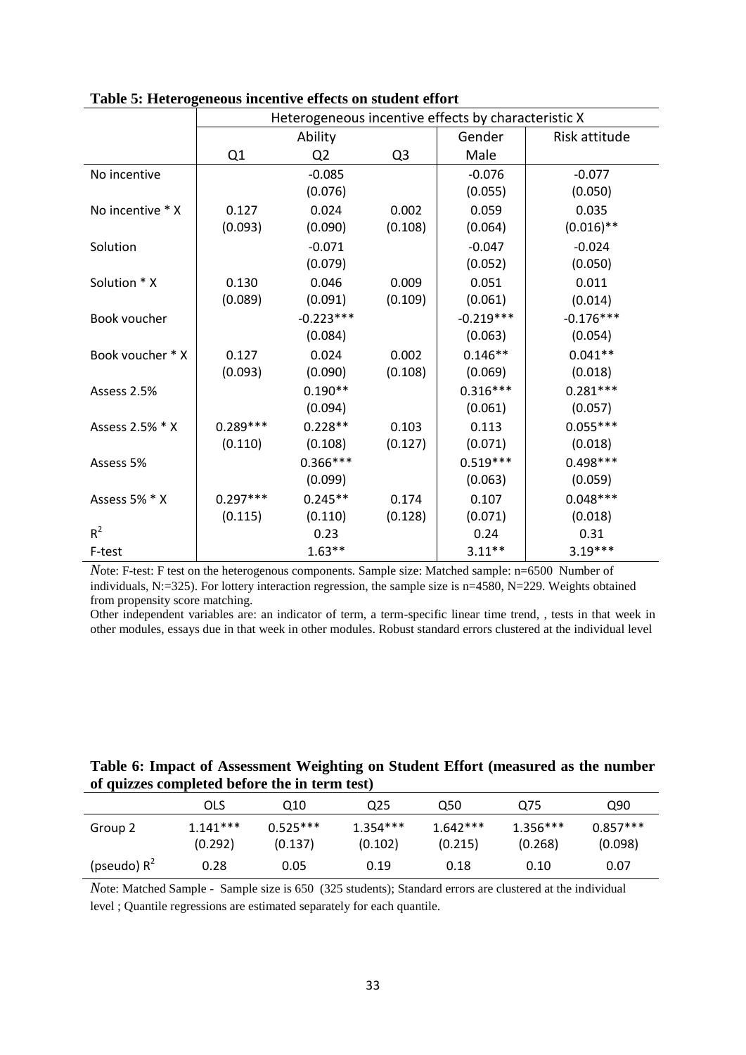**Table 5: Heterogeneous incentive effects on student effort**

| | Heterogeneous incentive effects by characteristic X | | | | |
|---|---|---|---|---|---|
| | Ability | | | Gender | Risk attitude |
| | Q1 | Q2 | Q3 | Male | |
| No incentive | | -0.085 | | -0.076 | -0.077 |
| | | (0.076) | | (0.055) | (0.050) |
| No incentive * X | 0.127 | 0.024 | 0.002 | 0.059 | 0.035 |
| | (0.093) | (0.090) | (0.108) | (0.064) | (0.016)** |
| Solution | | -0.071 | | -0.047 | -0.024 |
| | | (0.079) | | (0.052) | (0.050) |
| Solution * X | 0.130 | 0.046 | 0.009 | 0.051 | 0.011 |
| | (0.089) | (0.091) | (0.109) | (0.061) | (0.014) |
| Book voucher | | -0.223*** | | -0.219*** | -0.176*** |
| | | (0.084) | | (0.063) | (0.054) |
| Book voucher * X | 0.127 | 0.024 | 0.002 | 0.146** | 0.041** |
| | (0.093) | (0.090) | (0.108) | (0.069) | (0.018) |
| Assess 2.5% | | 0.190** | | 0.316*** | 0.281*** |
| | | (0.094) | | (0.061) | (0.057) |
| Assess 2.5% * X | 0.289*** | 0.228** | 0.103 | 0.113 | 0.055*** |
| | (0.110) | (0.108) | (0.127) | (0.071) | (0.018) |
| Assess 5% | | 0.366*** | | 0.519*** | 0.498*** |
| | | (0.099) | | (0.063) | (0.059) |
| Assess 5% * X | 0.297*** | 0.245** | 0.174 | 0.107 | 0.048*** |
| | (0.115) | (0.110) | (0.128) | (0.071) | (0.018) |
| $R^2$ | | 0.23 | | 0.24 | 0.31 |
| F-test | | 1.63** | | 3.11** | 3.19*** |

*N*ote: F-test: F test on the heterogenous components. Sample size: Matched sample: n=6500 Number of individuals, N:=325). For lottery interaction regression, the sample size is n=4580, N=229. Weights obtained from propensity score matching.

Other independent variables are: an indicator of term, a term-specific linear time trend, , tests in that week in other modules, essays due in that week in other modules. Robust standard errors clustered at the individual level

**Table 6: Impact of Assessment Weighting on Student Effort (measured as the number of quizzes completed before the in term test)**

| | OLS | Q10 | Q25 | Q50 | Q75 | Q90 |
|---|---|---|---|---|---|---|
| Group 2 | 1.141*** | 0.525*** | 1.354*** | 1.642*** | 1.356*** | 0.857*** |
| | (0.292) | (0.137) | (0.102) | (0.215) | (0.268) | (0.098) |
| (pseudo) $R^2$ | 0.28 | 0.05 | 0.19 | 0.18 | 0.10 | 0.07 |

*N*ote: Matched Sample - Sample size is 650 (325 students); Standard errors are clustered at the individual level ; Quantile regressions are estimated separately for each quantile.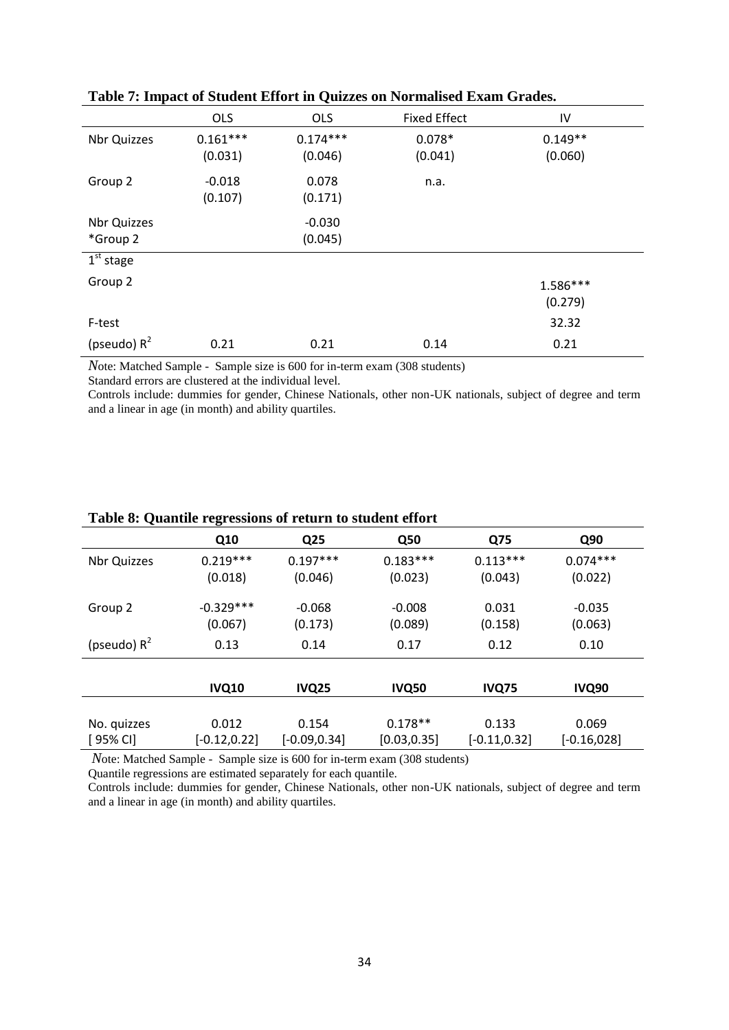**Table 7: Impact of Student Effort in Quizzes on Normalised Exam Grades.**

| | OLS | OLS | Fixed Effect | IV |
|---|---|---|---|---|
| Nbr Quizzes | 0.161*** | 0.174*** | 0.078* | 0.149** |
| | (0.031) | (0.046) | (0.041) | (0.060) |
| Group 2 | -0.018 | 0.078 | n.a. | |
| | (0.107) | (0.171) | | |
| Nbr Quizzes *Group 2 | | -0.030 | | |
| | | (0.045) | | |
| 1st stage | | | | |
| Group 2 | | | | 1.586*** |
| | | | | (0.279) |
| F-test | | | | 32.32 |
| (pseudo) $R^2$ | 0.21 | 0.21 | 0.14 | 0.21 |

*N*ote: Matched Sample - Sample size is 600 for in-term exam (308 students)

Standard errors are clustered at the individual level.

Controls include: dummies for gender, Chinese Nationals, other non-UK nationals, subject of degree and term and a linear in age (in month) and ability quartiles.

**Table 8: Quantile regressions of return to student effort**

| | Q10 | Q25 | Q50 | Q75 | Q90 |
|---|---|---|---|---|---|
| Nbr Quizzes | 0.219*** | 0.197*** | 0.183*** | 0.113*** | 0.074*** |
| | (0.018) | (0.046) | (0.023) | (0.043) | (0.022) |
| Group 2 | -0.329*** | -0.068 | -0.008 | 0.031 | -0.035 |
| | (0.067) | (0.173) | (0.089) | (0.158) | (0.063) |
| (pseudo) $R^2$ | 0.13 | 0.14 | 0.17 | 0.12 | 0.10 |
| | **IVQ10** | **IVQ25** | **IVQ50** | **IVQ75** | **IVQ90** |
| No. quizzes | 0.012 | 0.154 | 0.178** | 0.133 | 0.069 |
| [ 95% CI] | [-0.12,0.22] | [-0.09,0.34] | [0.03,0.35] | [-0.11,0.32] | [-0.16,028] |

*N*ote: Matched Sample - Sample size is 600 for in-term exam (308 students)

Quantile regressions are estimated separately for each quantile.

Controls include: dummies for gender, Chinese Nationals, other non-UK nationals, subject of degree and term and a linear in age (in month) and ability quartiles.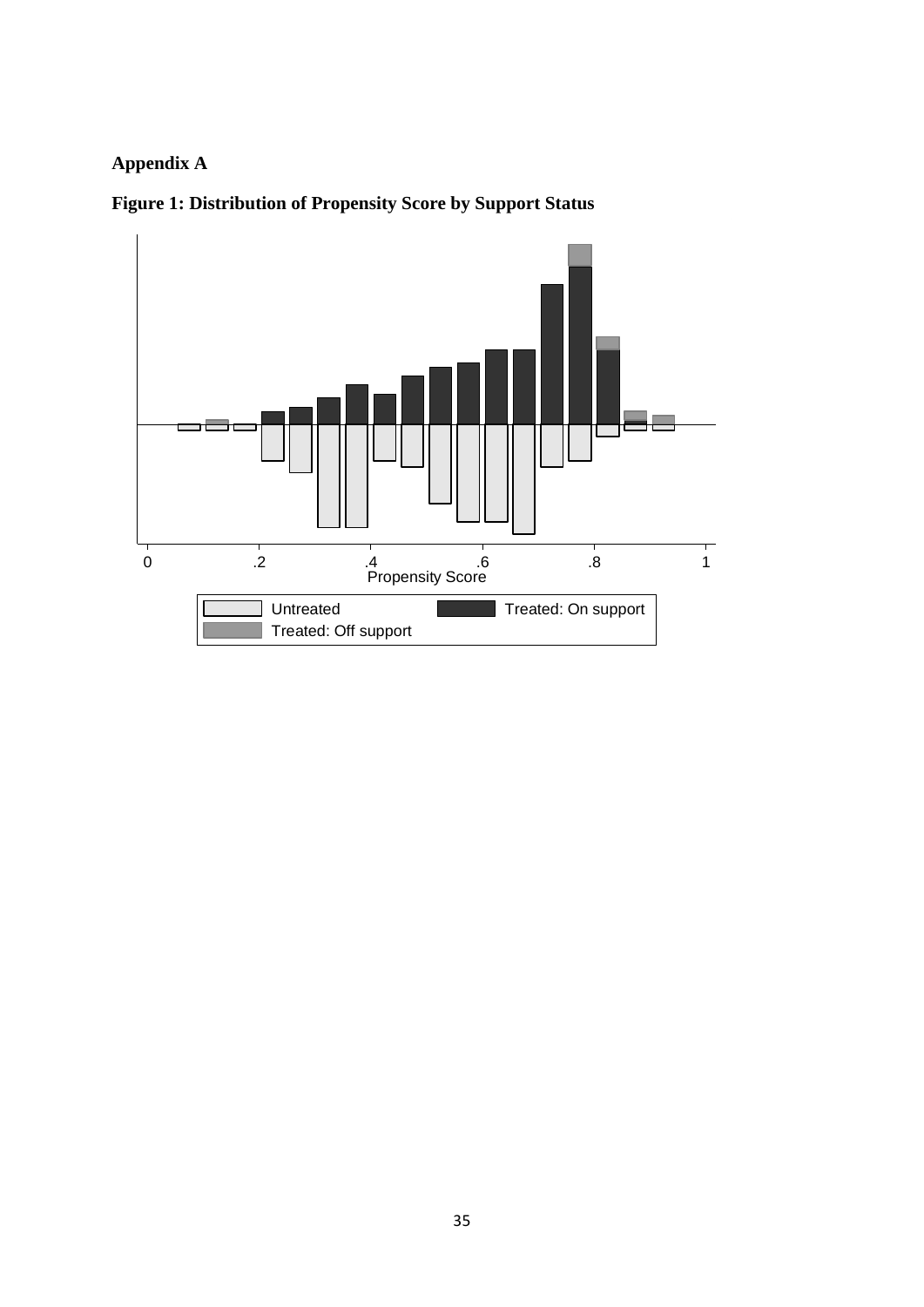**Appendix A**

**Figure 1: Distribution of Propensity Score by Support Status**

0
.2
.4
.6
.8
1
Propensity Score

Untreated
Treated: On support
Treated: Off support